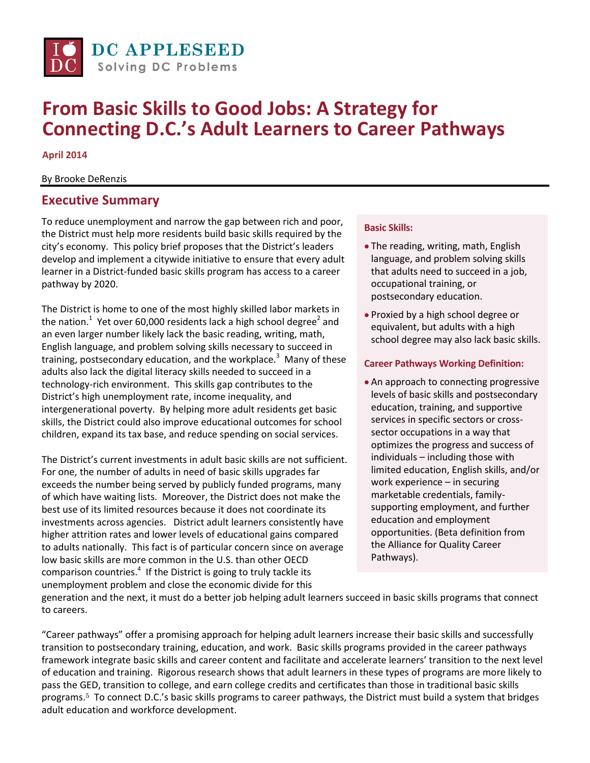DC APPLESEED

Solving DC Problems

# From Basic Skills to Good Jobs: A Strategy for Connecting D.C.'s Adult Learners to Career Pathways

**April 2014**

By Brooke DeRenzis

## Executive Summary

To reduce unemployment and narrow the gap between rich and poor, the District must help more residents build basic skills required by the city's economy. This policy brief proposes that the District's leaders develop and implement a citywide initiative to ensure that every adult learner in a District-funded basic skills program has access to a career pathway by 2020.

The District is home to one of the most highly skilled labor markets in the nation.[1] Yet over 60,000 residents lack a high school degree[2] and an even larger number likely lack the basic reading, writing, math, English language, and problem solving skills necessary to succeed in training, postsecondary education, and the workplace.[3] Many of these adults also lack the digital literacy skills needed to succeed in a technology-rich environment. This skills gap contributes to the District's high unemployment rate, income inequality, and intergenerational poverty. By helping more adult residents get basic skills, the District could also improve educational outcomes for school children, expand its tax base, and reduce spending on social services.

The District's current investments in adult basic skills are not sufficient. For one, the number of adults in need of basic skills upgrades far exceeds the number being served by publicly funded programs, many of which have waiting lists. Moreover, the District does not make the best use of its limited resources because it does not coordinate its investments across agencies. District adult learners consistently have higher attrition rates and lower levels of educational gains compared to adults nationally. This fact is of particular concern since on average low basic skills are more common in the U.S. than other OECD comparison countries.[4] If the District is going to truly tackle its unemployment problem and close the economic divide for this generation and the next, it must do a better job helping adult learners succeed in basic skills programs that connect to careers.

**Basic Skills:**

- The reading, writing, math, English language, and problem solving skills that adults need to succeed in a job, occupational training, or postsecondary education.
- Proxied by a high school degree or equivalent, but adults with a high school degree may also lack basic skills.

**Career Pathways Working Definition:**

- An approach to connecting progressive levels of basic skills and postsecondary education, training, and supportive services in specific sectors or cross-sector occupations in a way that optimizes the progress and success of individuals – including those with limited education, English skills, and/or work experience – in securing marketable credentials, family-supporting employment, and further education and employment opportunities. (Beta definition from the Alliance for Quality Career Pathways).

"Career pathways" offer a promising approach for helping adult learners increase their basic skills and successfully transition to postsecondary training, education, and work. Basic skills programs provided in the career pathways framework integrate basic skills and career content and facilitate and accelerate learners' transition to the next level of education and training. Rigorous research shows that adult learners in these types of programs are more likely to pass the GED, transition to college, and earn college credits and certificates than those in traditional basic skills programs.[5] To connect D.C.'s basic skills programs to career pathways, the District must build a system that bridges adult education and workforce development.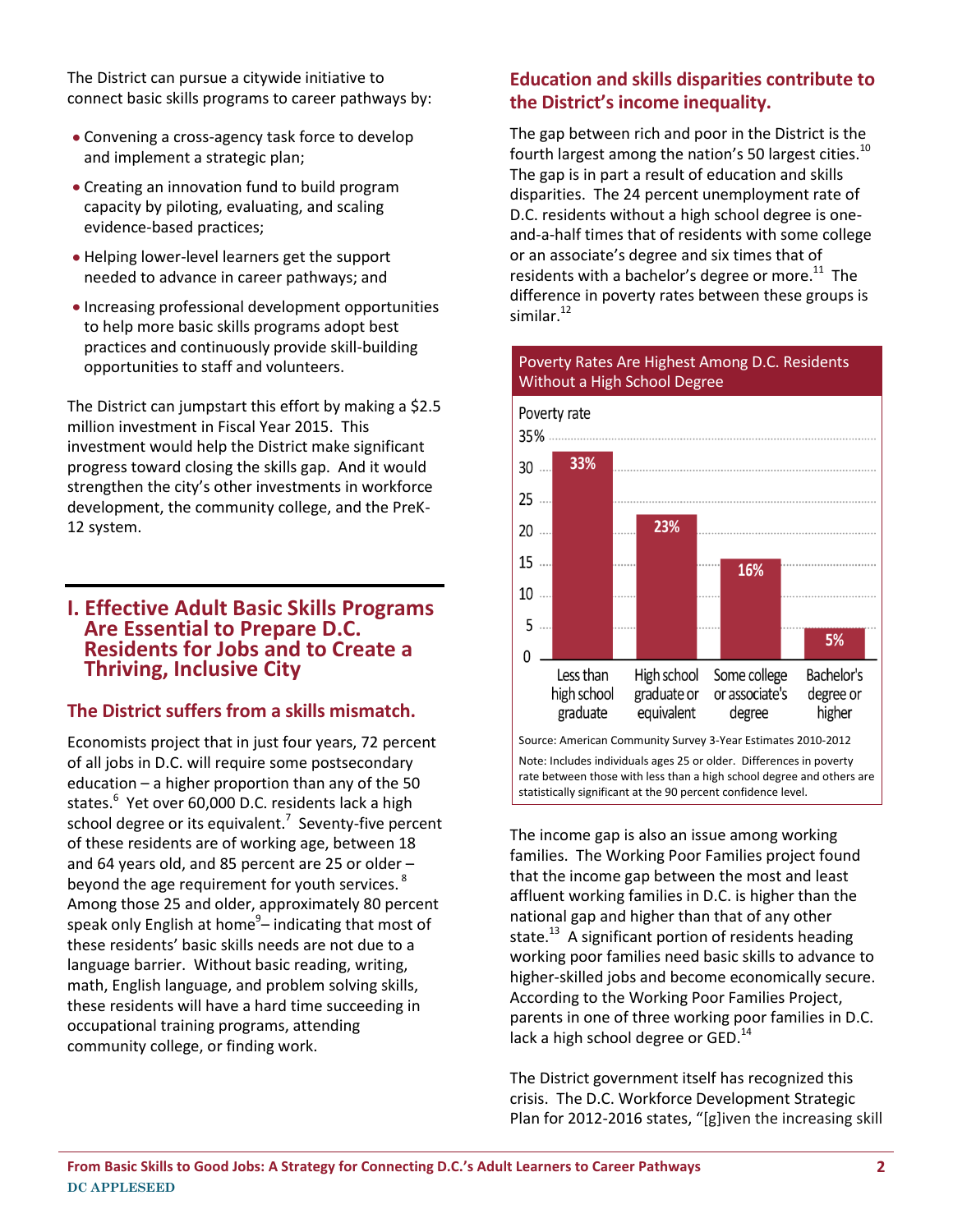The District can pursue a citywide initiative to connect basic skills programs to career pathways by:

- Convening a cross-agency task force to develop and implement a strategic plan;
- Creating an innovation fund to build program capacity by piloting, evaluating, and scaling evidence-based practices;
- Helping lower-level learners get the support needed to advance in career pathways; and
- Increasing professional development opportunities to help more basic skills programs adopt best practices and continuously provide skill-building opportunities to staff and volunteers.

The District can jumpstart this effort by making a $2.5 million investment in Fiscal Year 2015. This investment would help the District make significant progress toward closing the skills gap. And it would strengthen the city's other investments in workforce development, the community college, and the PreK-12 system.

# I. Effective Adult Basic Skills Programs Are Essential to Prepare D.C. Residents for Jobs and to Create a Thriving, Inclusive City

## The District suffers from a skills mismatch.

Economists project that in just four years, 72 percent of all jobs in D.C. will require some postsecondary education – a higher proportion than any of the 50 states.[6] Yet over 60,000 D.C. residents lack a high school degree or its equivalent.[7] Seventy-five percent of these residents are of working age, between 18 and 64 years old, and 85 percent are 25 or older – beyond the age requirement for youth services.[8] Among those 25 and older, approximately 80 percent speak only English at home[9] – indicating that most of these residents' basic skills needs are not due to a language barrier. Without basic reading, writing, math, English language, and problem solving skills, these residents will have a hard time succeeding in occupational training programs, attending community college, or finding work.

## Education and skills disparities contribute to the District's income inequality.

The gap between rich and poor in the District is the fourth largest among the nation's 50 largest cities.[10] The gap is in part a result of education and skills disparities. The 24 percent unemployment rate of D.C. residents without a high school degree is one-and-a-half times that of residents with some college or an associate's degree and six times that of residents with a bachelor's degree or more.[11] The difference in poverty rates between these groups is similar.[12]

**Poverty Rates Are Highest Among D.C. Residents Without a High School Degree**

| Educational attainment | Poverty rate |
|---|---|
| Less than high school graduate | 33% |
| High school graduate or equivalent | 23% |
| Some college or associate's degree | 16% |
| Bachelor's degree or higher | 5% |

Source: American Community Survey 3-Year Estimates 2010-2012

Note: Includes individuals ages 25 or older. Differences in poverty rate between those with less than a high school degree and others are statistically significant at the 90 percent confidence level.

The income gap is also an issue among working families. The Working Poor Families project found that the income gap between the most and least affluent working families in D.C. is higher than the national gap and higher than that of any other state.[13] A significant portion of residents heading working poor families need basic skills to advance to higher-skilled jobs and become economically secure. According to the Working Poor Families Project, parents in one of three working poor families in D.C. lack a high school degree or GED.[14]

The District government itself has recognized this crisis. The D.C. Workforce Development Strategic Plan for 2012-2016 states, "[g]iven the increasing skill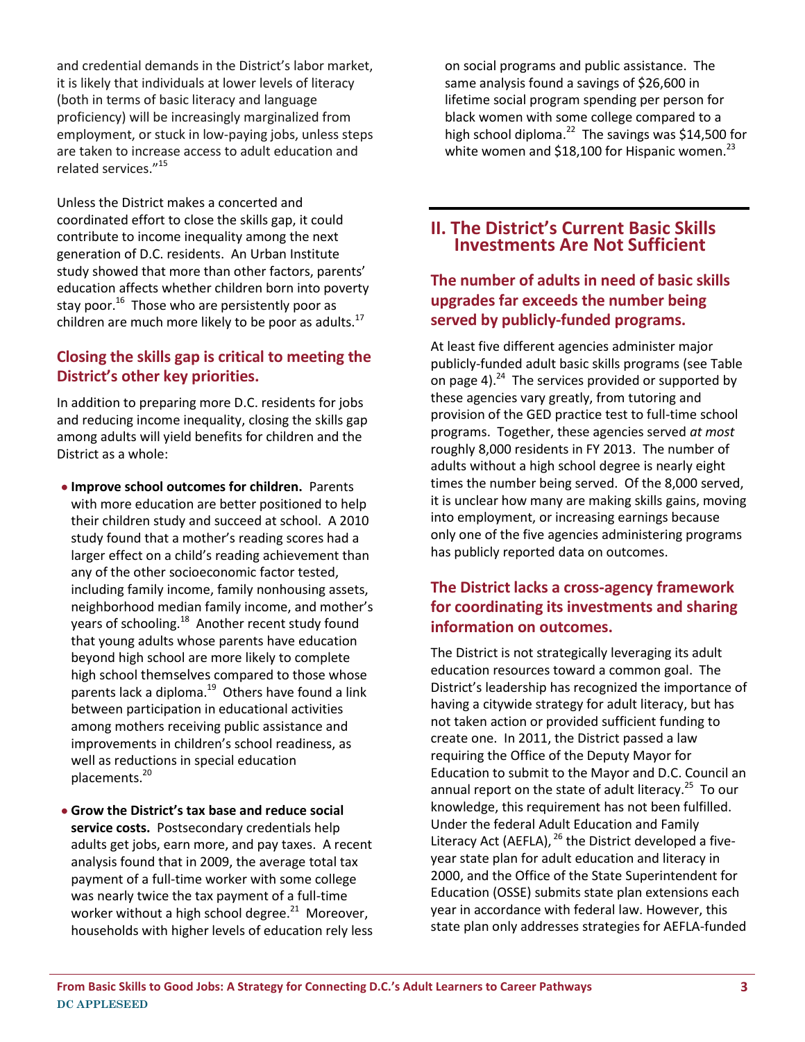and credential demands in the District's labor market, it is likely that individuals at lower levels of literacy (both in terms of basic literacy and language proficiency) will be increasingly marginalized from employment, or stuck in low-paying jobs, unless steps are taken to increase access to adult education and related services."[15]

Unless the District makes a concerted and coordinated effort to close the skills gap, it could contribute to income inequality among the next generation of D.C. residents. An Urban Institute study showed that more than other factors, parents' education affects whether children born into poverty stay poor.[16] Those who are persistently poor as children are much more likely to be poor as adults.[17]

### Closing the skills gap is critical to meeting the District's other key priorities.

In addition to preparing more D.C. residents for jobs and reducing income inequality, closing the skills gap among adults will yield benefits for children and the District as a whole:

- **Improve school outcomes for children.** Parents with more education are better positioned to help their children study and succeed at school. A 2010 study found that a mother's reading scores had a larger effect on a child's reading achievement than any of the other socioeconomic factor tested, including family income, family nonhousing assets, neighborhood median family income, and mother's years of schooling.[18] Another recent study found that young adults whose parents have education beyond high school are more likely to complete high school themselves compared to those whose parents lack a diploma.[19] Others have found a link between participation in educational activities among mothers receiving public assistance and improvements in children's school readiness, as well as reductions in special education placements.[20]

- **Grow the District's tax base and reduce social service costs.** Postsecondary credentials help adults get jobs, earn more, and pay taxes. A recent analysis found that in 2009, the average total tax payment of a full-time worker with some college was nearly twice the tax payment of a full-time worker without a high school degree.[21] Moreover, households with higher levels of education rely less on social programs and public assistance. The same analysis found a savings of $26,600 in lifetime social program spending per person for black women with some college compared to a high school diploma.[22] The savings was $14,500 for white women and $18,100 for Hispanic women.[23]

## II. The District's Current Basic Skills Investments Are Not Sufficient

### The number of adults in need of basic skills upgrades far exceeds the number being served by publicly-funded programs.

At least five different agencies administer major publicly-funded adult basic skills programs (see Table on page 4).[24] The services provided or supported by these agencies vary greatly, from tutoring and provision of the GED practice test to full-time school programs. Together, these agencies served *at most* roughly 8,000 residents in FY 2013. The number of adults without a high school degree is nearly eight times the number being served. Of the 8,000 served, it is unclear how many are making skills gains, moving into employment, or increasing earnings because only one of the five agencies administering programs has publicly reported data on outcomes.

### The District lacks a cross-agency framework for coordinating its investments and sharing information on outcomes.

The District is not strategically leveraging its adult education resources toward a common goal. The District's leadership has recognized the importance of having a citywide strategy for adult literacy, but has not taken action or provided sufficient funding to create one. In 2011, the District passed a law requiring the Office of the Deputy Mayor for Education to submit to the Mayor and D.C. Council an annual report on the state of adult literacy.[25] To our knowledge, this requirement has not been fulfilled. Under the federal Adult Education and Family Literacy Act (AEFLA),[26] the District developed a five-year state plan for adult education and literacy in 2000, and the Office of the State Superintendent for Education (OSSE) submits state plan extensions each year in accordance with federal law. However, this state plan only addresses strategies for AEFLA-funded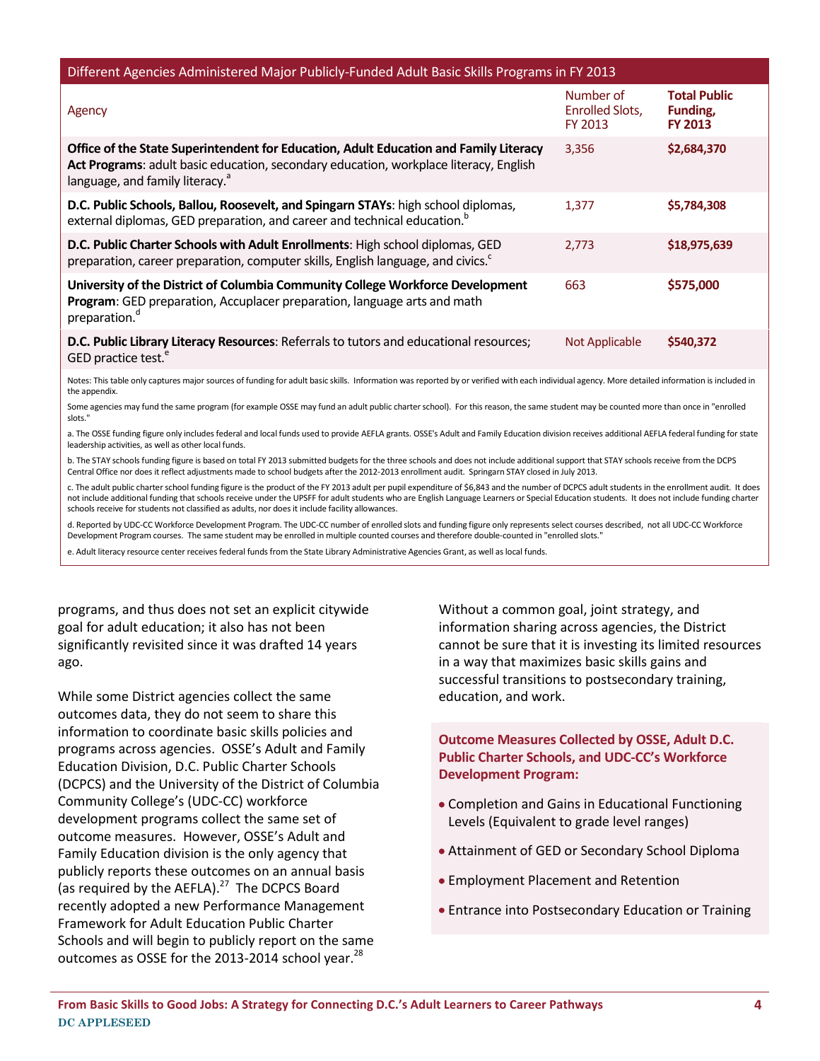| Different Agencies Administered Major Publicly-Funded Adult Basic Skills Programs in FY 2013 | | |
|---|---|---|
| Agency | Number of Enrolled Slots, FY 2013 | **Total Public Funding, FY 2013** |
| **Office of the State Superintendent for Education, Adult Education and Family Literacy Act Programs**: adult basic education, secondary education, workplace literacy, English language, and family literacy.[a] | 3,356 | **$2,684,370** |
| **D.C. Public Schools, Ballou, Roosevelt, and Spingarn STAYs**: high school diplomas, external diplomas, GED preparation, and career and technical education.[b] | 1,377 | **$5,784,308** |
| **D.C. Public Charter Schools with Adult Enrollments**: High school diplomas, GED preparation, career preparation, computer skills, English language, and civics.[c] | 2,773 | **$18,975,639** |
| **University of the District of Columbia Community College Workforce Development Program**: GED preparation, Accuplacer preparation, language arts and math preparation.[d] | 663 | **$575,000** |
| **D.C. Public Library Literacy Resources**: Referrals to tutors and educational resources; GED practice test.[e] | Not Applicable | **$540,372** |

Notes: This table only captures major sources of funding for adult basic skills. Information was reported by or verified with each individual agency. More detailed information is included in the appendix.

Some agencies may fund the same program (for example OSSE may fund an adult public charter school). For this reason, the same student may be counted more than once in "enrolled slots."

a. The OSSE funding figure only includes federal and local funds used to provide AEFLA grants. OSSE's Adult and Family Education division receives additional AEFLA federal funding for state leadership activities, as well as other local funds.

b. The STAY schools funding figure is based on total FY 2013 submitted budgets for the three schools and does not include additional support that STAY schools receive from the DCPS Central Office nor does it reflect adjustments made to school budgets after the 2012-2013 enrollment audit. Springarn STAY closed in July 2013.

c. The adult public charter school funding figure is the product of the FY 2013 adult per pupil expenditure of $6,843 and the number of DCPCS adult students in the enrollment audit. It does not include additional funding that schools receive under the UPSFF for adult students who are English Language Learners or Special Education students. It does not include funding charter schools receive for students not classified as adults, nor does it include facility allowances.

d. Reported by UDC-CC Workforce Development Program. The UDC-CC number of enrolled slots and funding figure only represents select courses described, not all UDC-CC Workforce Development Program courses. The same student may be enrolled in multiple counted courses and therefore double-counted in "enrolled slots."

e. Adult literacy resource center receives federal funds from the State Library Administrative Agencies Grant, as well as local funds.

programs, and thus does not set an explicit citywide goal for adult education; it also has not been significantly revisited since it was drafted 14 years ago.

While some District agencies collect the same outcomes data, they do not seem to share this information to coordinate basic skills policies and programs across agencies. OSSE's Adult and Family Education Division, D.C. Public Charter Schools (DCPCS) and the University of the District of Columbia Community College's (UDC-CC) workforce development programs collect the same set of outcome measures. However, OSSE's Adult and Family Education division is the only agency that publicly reports these outcomes on an annual basis (as required by the AEFLA).[27] The DCPCS Board recently adopted a new Performance Management Framework for Adult Education Public Charter Schools and will begin to publicly report on the same outcomes as OSSE for the 2013-2014 school year.[28]

Without a common goal, joint strategy, and information sharing across agencies, the District cannot be sure that it is investing its limited resources in a way that maximizes basic skills gains and successful transitions to postsecondary training, education, and work.

**Outcome Measures Collected by OSSE, Adult D.C. Public Charter Schools, and UDC-CC's Workforce Development Program:**

- Completion and Gains in Educational Functioning Levels (Equivalent to grade level ranges)
- Attainment of GED or Secondary School Diploma
- Employment Placement and Retention
- Entrance into Postsecondary Education or Training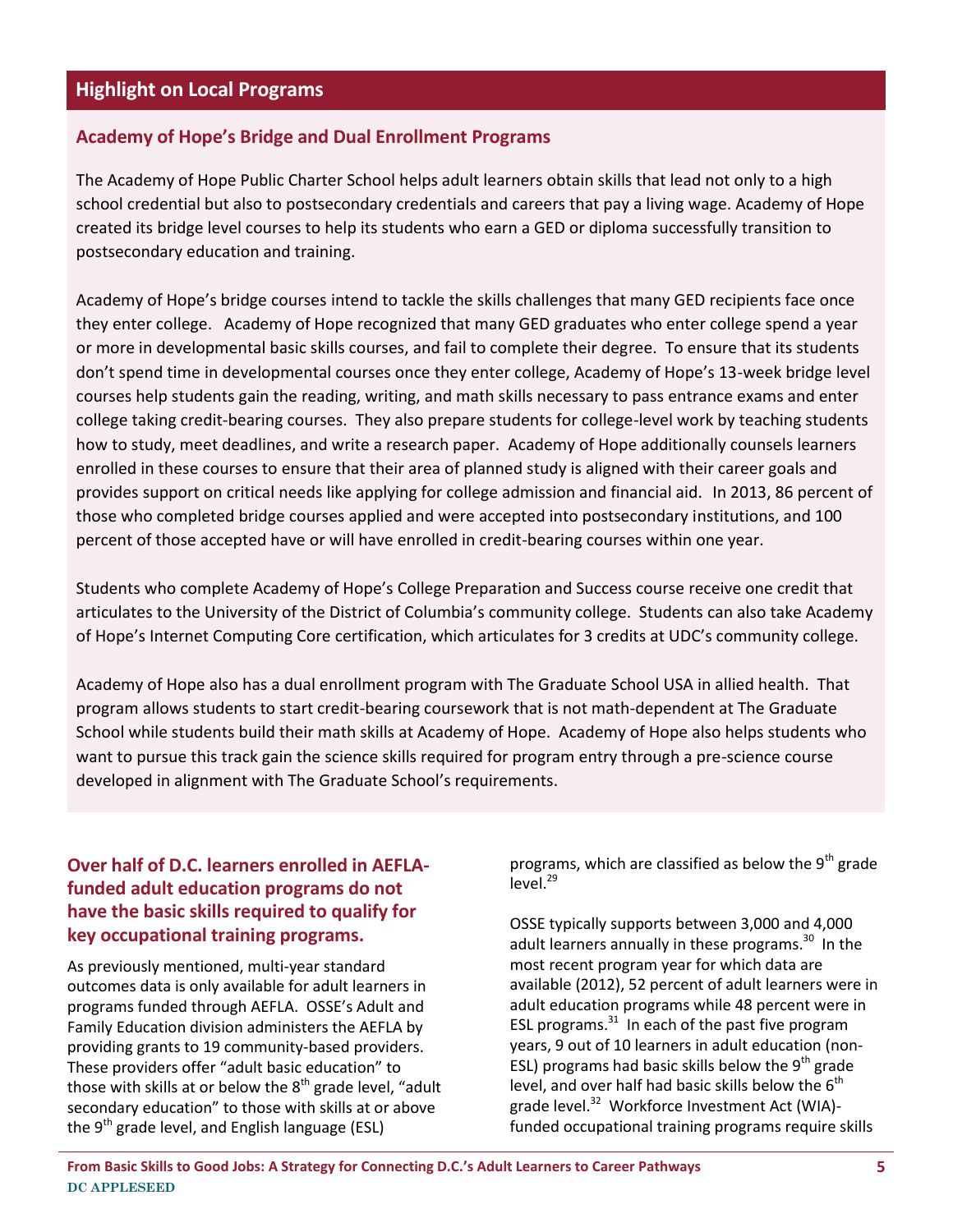## Highlight on Local Programs

### Academy of Hope's Bridge and Dual Enrollment Programs

The Academy of Hope Public Charter School helps adult learners obtain skills that lead not only to a high school credential but also to postsecondary credentials and careers that pay a living wage. Academy of Hope created its bridge level courses to help its students who earn a GED or diploma successfully transition to postsecondary education and training.

Academy of Hope's bridge courses intend to tackle the skills challenges that many GED recipients face once they enter college. Academy of Hope recognized that many GED graduates who enter college spend a year or more in developmental basic skills courses, and fail to complete their degree. To ensure that its students don't spend time in developmental courses once they enter college, Academy of Hope's 13-week bridge level courses help students gain the reading, writing, and math skills necessary to pass entrance exams and enter college taking credit-bearing courses. They also prepare students for college-level work by teaching students how to study, meet deadlines, and write a research paper. Academy of Hope additionally counsels learners enrolled in these courses to ensure that their area of planned study is aligned with their career goals and provides support on critical needs like applying for college admission and financial aid. In 2013, 86 percent of those who completed bridge courses applied and were accepted into postsecondary institutions, and 100 percent of those accepted have or will have enrolled in credit-bearing courses within one year.

Students who complete Academy of Hope's College Preparation and Success course receive one credit that articulates to the University of the District of Columbia's community college. Students can also take Academy of Hope's Internet Computing Core certification, which articulates for 3 credits at UDC's community college.

Academy of Hope also has a dual enrollment program with The Graduate School USA in allied health. That program allows students to start credit-bearing coursework that is not math-dependent at The Graduate School while students build their math skills at Academy of Hope. Academy of Hope also helps students who want to pursue this track gain the science skills required for program entry through a pre-science course developed in alignment with The Graduate School's requirements.

### Over half of D.C. learners enrolled in AEFLA-funded adult education programs do not have the basic skills required to qualify for key occupational training programs.

As previously mentioned, multi-year standard outcomes data is only available for adult learners in programs funded through AEFLA. OSSE's Adult and Family Education division administers the AEFLA by providing grants to 19 community-based providers. These providers offer "adult basic education" to those with skills at or below the 8th grade level, "adult secondary education" to those with skills at or above the 9th grade level, and English language (ESL) programs, which are classified as below the 9th grade level.[29]

OSSE typically supports between 3,000 and 4,000 adult learners annually in these programs.[30] In the most recent program year for which data are available (2012), 52 percent of adult learners were in adult education programs while 48 percent were in ESL programs.[31] In each of the past five program years, 9 out of 10 learners in adult education (non-ESL) programs had basic skills below the 9th grade level, and over half had basic skills below the 6th grade level.[32] Workforce Investment Act (WIA)-funded occupational training programs require skills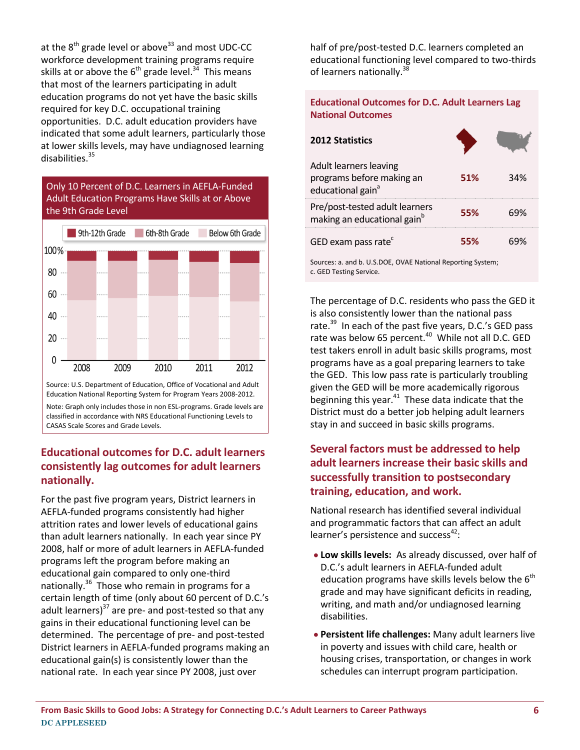at the 8th grade level or above[33] and most UDC-CC workforce development training programs require skills at or above the 6th grade level.[34] This means that most of the learners participating in adult education programs do not yet have the basic skills required for key D.C. occupational training opportunities. D.C. adult education providers have indicated that some adult learners, particularly those at lower skills levels, may have undiagnosed learning disabilities.[35]

**Only 10 Percent of D.C. Learners in AEFLA-Funded Adult Education Programs Have Skills at or Above the 9th Grade Level**

Legend: 9th-12th Grade | 6th-8th Grade | Below 6th Grade

Years: 2008, 2009, 2010, 2011, 2012 (0–100%)

Source: U.S. Department of Education, Office of Vocational and Adult Education National Reporting System for Program Years 2008-2012.

Note: Graph only includes those in non ESL-programs. Grade levels are classified in accordance with NRS Educational Functioning Levels to CASAS Scale Scores and Grade Levels.

## Educational outcomes for D.C. adult learners consistently lag outcomes for adult learners nationally.

For the past five program years, District learners in AEFLA-funded programs consistently had higher attrition rates and lower levels of educational gains than adult learners nationally. In each year since PY 2008, half or more of adult learners in AEFLA-funded programs left the program before making an educational gain compared to only one-third nationally.[36] Those who remain in programs for a certain length of time (only about 60 percent of D.C.'s adult learners)[37] are pre- and post-tested so that any gains in their educational functioning level can be determined. The percentage of pre- and post-tested District learners in AEFLA-funded programs making an educational gain(s) is consistently lower than the national rate. In each year since PY 2008, just over half of pre/post-tested D.C. learners completed an educational functioning level compared to two-thirds of learners nationally.[38]

**Educational Outcomes for D.C. Adult Learners Lag National Outcomes**

| 2012 Statistics | D.C. | U.S. |
|---|---|---|
| Adult learners leaving programs before making an educational gain[a] | 51% | 34% |
| Pre/post-tested adult learners making an educational gain[b] | 55% | 69% |
| GED exam pass rate[c] | 55% | 69% |

Sources: a. and b. U.S.DOE, OVAE National Reporting System; c. GED Testing Service.

The percentage of D.C. residents who pass the GED it is also consistently lower than the national pass rate.[39] In each of the past five years, D.C.'s GED pass rate was below 65 percent.[40] While not all D.C. GED test takers enroll in adult basic skills programs, most programs have as a goal preparing learners to take the GED. This low pass rate is particularly troubling given the GED will be more academically rigorous beginning this year.[41] These data indicate that the District must do a better job helping adult learners stay in and succeed in basic skills programs.

## Several factors must be addressed to help adult learners increase their basic skills and successfully transition to postsecondary training, education, and work.

National research has identified several individual and programmatic factors that can affect an adult learner's persistence and success[42]:

- **Low skills levels:** As already discussed, over half of D.C.'s adult learners in AEFLA-funded adult education programs have skills levels below the 6th grade and may have significant deficits in reading, writing, and math and/or undiagnosed learning disabilities.
- **Persistent life challenges:** Many adult learners live in poverty and issues with child care, health or housing crises, transportation, or changes in work schedules can interrupt program participation.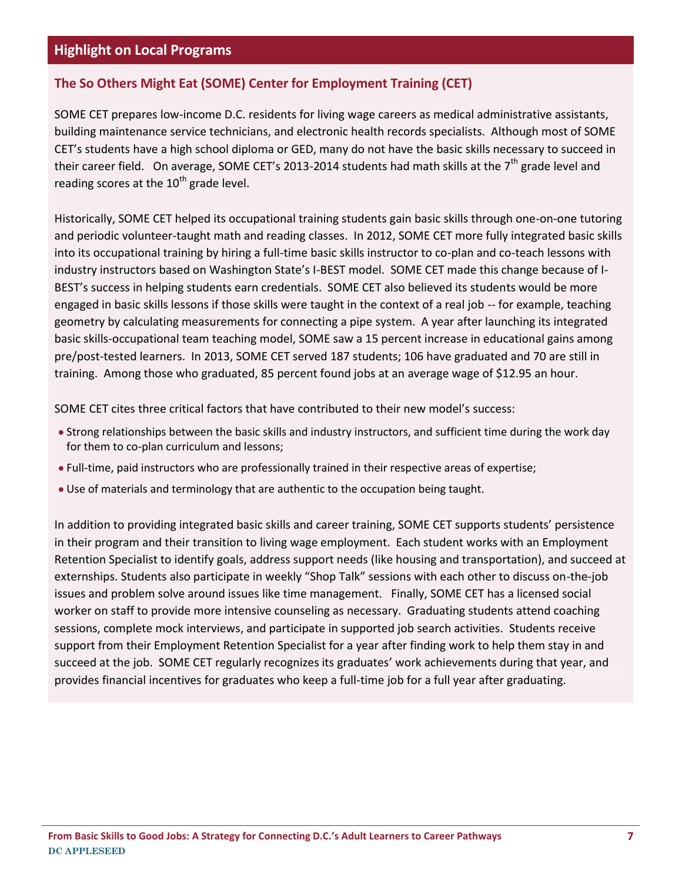## Highlight on Local Programs

### The So Others Might Eat (SOME) Center for Employment Training (CET)

SOME CET prepares low-income D.C. residents for living wage careers as medical administrative assistants, building maintenance service technicians, and electronic health records specialists. Although most of SOME CET's students have a high school diploma or GED, many do not have the basic skills necessary to succeed in their career field. On average, SOME CET's 2013-2014 students had math skills at the 7th grade level and reading scores at the 10th grade level.

Historically, SOME CET helped its occupational training students gain basic skills through one-on-one tutoring and periodic volunteer-taught math and reading classes. In 2012, SOME CET more fully integrated basic skills into its occupational training by hiring a full-time basic skills instructor to co-plan and co-teach lessons with industry instructors based on Washington State's I-BEST model. SOME CET made this change because of I-BEST's success in helping students earn credentials. SOME CET also believed its students would be more engaged in basic skills lessons if those skills were taught in the context of a real job -- for example, teaching geometry by calculating measurements for connecting a pipe system. A year after launching its integrated basic skills-occupational team teaching model, SOME saw a 15 percent increase in educational gains among pre/post-tested learners. In 2013, SOME CET served 187 students; 106 have graduated and 70 are still in training. Among those who graduated, 85 percent found jobs at an average wage of $12.95 an hour.

SOME CET cites three critical factors that have contributed to their new model's success:

- Strong relationships between the basic skills and industry instructors, and sufficient time during the work day for them to co-plan curriculum and lessons;
- Full-time, paid instructors who are professionally trained in their respective areas of expertise;
- Use of materials and terminology that are authentic to the occupation being taught.

In addition to providing integrated basic skills and career training, SOME CET supports students' persistence in their program and their transition to living wage employment. Each student works with an Employment Retention Specialist to identify goals, address support needs (like housing and transportation), and succeed at externships. Students also participate in weekly "Shop Talk" sessions with each other to discuss on-the-job issues and problem solve around issues like time management. Finally, SOME CET has a licensed social worker on staff to provide more intensive counseling as necessary. Graduating students attend coaching sessions, complete mock interviews, and participate in supported job search activities. Students receive support from their Employment Retention Specialist for a year after finding work to help them stay in and succeed at the job. SOME CET regularly recognizes its graduates' work achievements during that year, and provides financial incentives for graduates who keep a full-time job for a full year after graduating.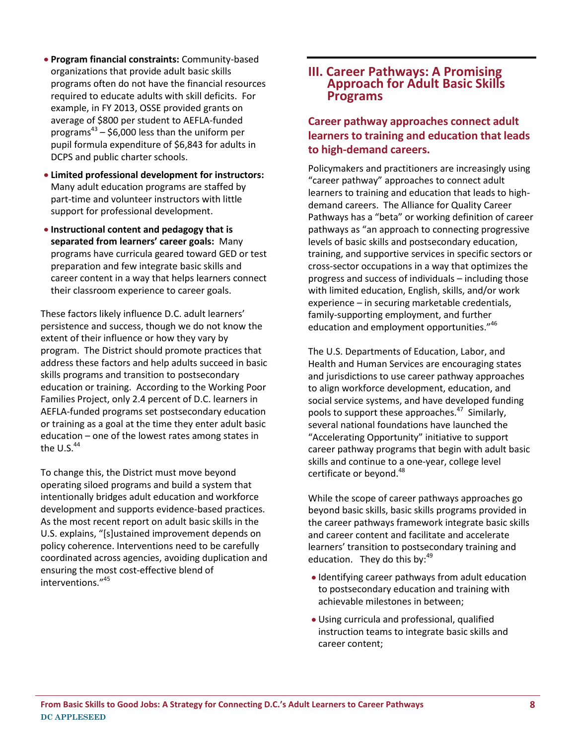- **Program financial constraints:** Community-based organizations that provide adult basic skills programs often do not have the financial resources required to educate adults with skill deficits. For example, in FY 2013, OSSE provided grants on average of $800 per student to AEFLA-funded programs[43] – $6,000 less than the uniform per pupil formula expenditure of $6,843 for adults in DCPS and public charter schools.
- **Limited professional development for instructors:** Many adult education programs are staffed by part-time and volunteer instructors with little support for professional development.
- **Instructional content and pedagogy that is separated from learners' career goals:** Many programs have curricula geared toward GED or test preparation and few integrate basic skills and career content in a way that helps learners connect their classroom experience to career goals.

These factors likely influence D.C. adult learners' persistence and success, though we do not know the extent of their influence or how they vary by program. The District should promote practices that address these factors and help adults succeed in basic skills programs and transition to postsecondary education or training. According to the Working Poor Families Project, only 2.4 percent of D.C. learners in AEFLA-funded programs set postsecondary education or training as a goal at the time they enter adult basic education – one of the lowest rates among states in the U.S.[44]

To change this, the District must move beyond operating siloed programs and build a system that intentionally bridges adult education and workforce development and supports evidence-based practices. As the most recent report on adult basic skills in the U.S. explains, "[s]ustained improvement depends on policy coherence. Interventions need to be carefully coordinated across agencies, avoiding duplication and ensuring the most cost-effective blend of interventions."[45]

## III. Career Pathways: A Promising Approach for Adult Basic Skills Programs

### Career pathway approaches connect adult learners to training and education that leads to high-demand careers.

Policymakers and practitioners are increasingly using "career pathway" approaches to connect adult learners to training and education that leads to high-demand careers. The Alliance for Quality Career Pathways has a "beta" or working definition of career pathways as "an approach to connecting progressive levels of basic skills and postsecondary education, training, and supportive services in specific sectors or cross-sector occupations in a way that optimizes the progress and success of individuals – including those with limited education, English, skills, and/or work experience – in securing marketable credentials, family-supporting employment, and further education and employment opportunities."[46]

The U.S. Departments of Education, Labor, and Health and Human Services are encouraging states and jurisdictions to use career pathway approaches to align workforce development, education, and social service systems, and have developed funding pools to support these approaches.[47] Similarly, several national foundations have launched the "Accelerating Opportunity" initiative to support career pathway programs that begin with adult basic skills and continue to a one-year, college level certificate or beyond.[48]

While the scope of career pathways approaches go beyond basic skills, basic skills programs provided in the career pathways framework integrate basic skills and career content and facilitate and accelerate learners' transition to postsecondary training and education. They do this by:[49]

- Identifying career pathways from adult education to postsecondary education and training with achievable milestones in between;
- Using curricula and professional, qualified instruction teams to integrate basic skills and career content;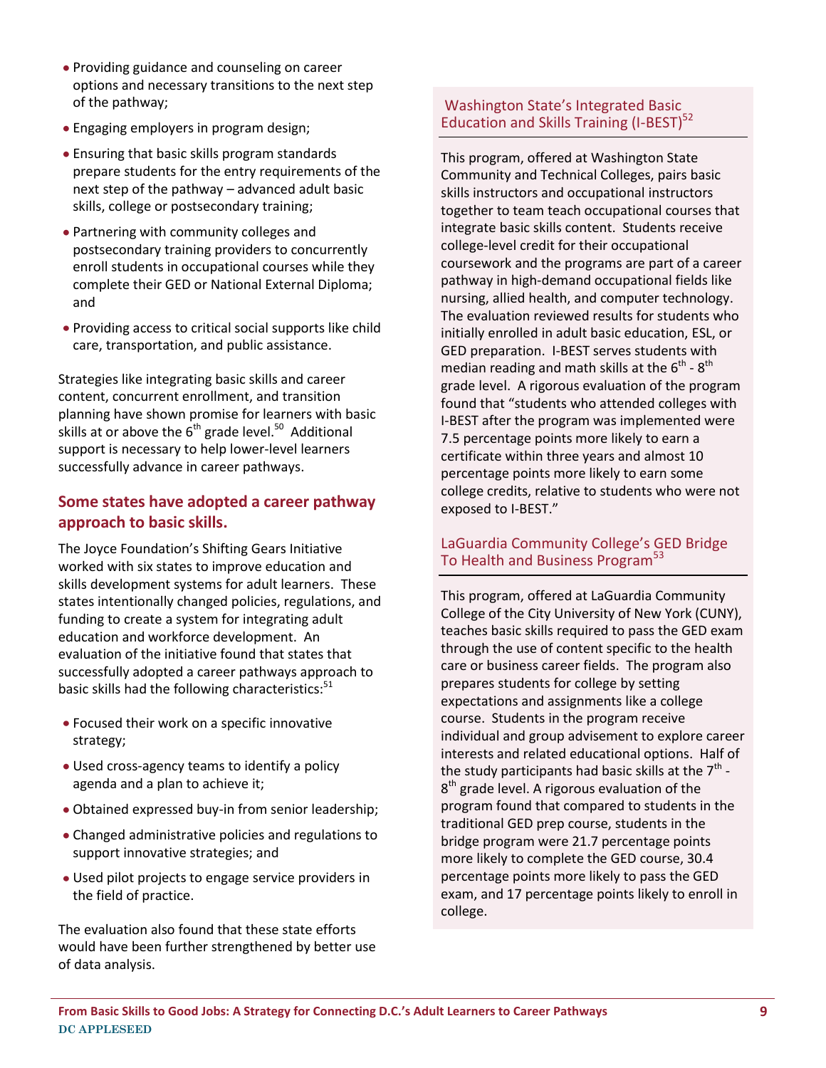- Providing guidance and counseling on career options and necessary transitions to the next step of the pathway;
- Engaging employers in program design;
- Ensuring that basic skills program standards prepare students for the entry requirements of the next step of the pathway – advanced adult basic skills, college or postsecondary training;
- Partnering with community colleges and postsecondary training providers to concurrently enroll students in occupational courses while they complete their GED or National External Diploma; and
- Providing access to critical social supports like child care, transportation, and public assistance.

Strategies like integrating basic skills and career content, concurrent enrollment, and transition planning have shown promise for learners with basic skills at or above the 6th grade level.[50] Additional support is necessary to help lower-level learners successfully advance in career pathways.

## Some states have adopted a career pathway approach to basic skills.

The Joyce Foundation's Shifting Gears Initiative worked with six states to improve education and skills development systems for adult learners. These states intentionally changed policies, regulations, and funding to create a system for integrating adult education and workforce development. An evaluation of the initiative found that states that successfully adopted a career pathways approach to basic skills had the following characteristics:[51]

- Focused their work on a specific innovative strategy;
- Used cross-agency teams to identify a policy agenda and a plan to achieve it;
- Obtained expressed buy-in from senior leadership;
- Changed administrative policies and regulations to support innovative strategies; and
- Used pilot projects to engage service providers in the field of practice.

The evaluation also found that these state efforts would have been further strengthened by better use of data analysis.

### Washington State's Integrated Basic Education and Skills Training (I-BEST)[52]

This program, offered at Washington State Community and Technical Colleges, pairs basic skills instructors and occupational instructors together to team teach occupational courses that integrate basic skills content. Students receive college-level credit for their occupational coursework and the programs are part of a career pathway in high-demand occupational fields like nursing, allied health, and computer technology. The evaluation reviewed results for students who initially enrolled in adult basic education, ESL, or GED preparation. I-BEST serves students with median reading and math skills at the 6th - 8th grade level. A rigorous evaluation of the program found that "students who attended colleges with I-BEST after the program was implemented were 7.5 percentage points more likely to earn a certificate within three years and almost 10 percentage points more likely to earn some college credits, relative to students who were not exposed to I-BEST."

### LaGuardia Community College's GED Bridge To Health and Business Program[53]

This program, offered at LaGuardia Community College of the City University of New York (CUNY), teaches basic skills required to pass the GED exam through the use of content specific to the health care or business career fields. The program also prepares students for college by setting expectations and assignments like a college course. Students in the program receive individual and group advisement to explore career interests and related educational options. Half of the study participants had basic skills at the 7th - 8th grade level. A rigorous evaluation of the program found that compared to students in the traditional GED prep course, students in the bridge program were 21.7 percentage points more likely to complete the GED course, 30.4 percentage points more likely to pass the GED exam, and 17 percentage points likely to enroll in college.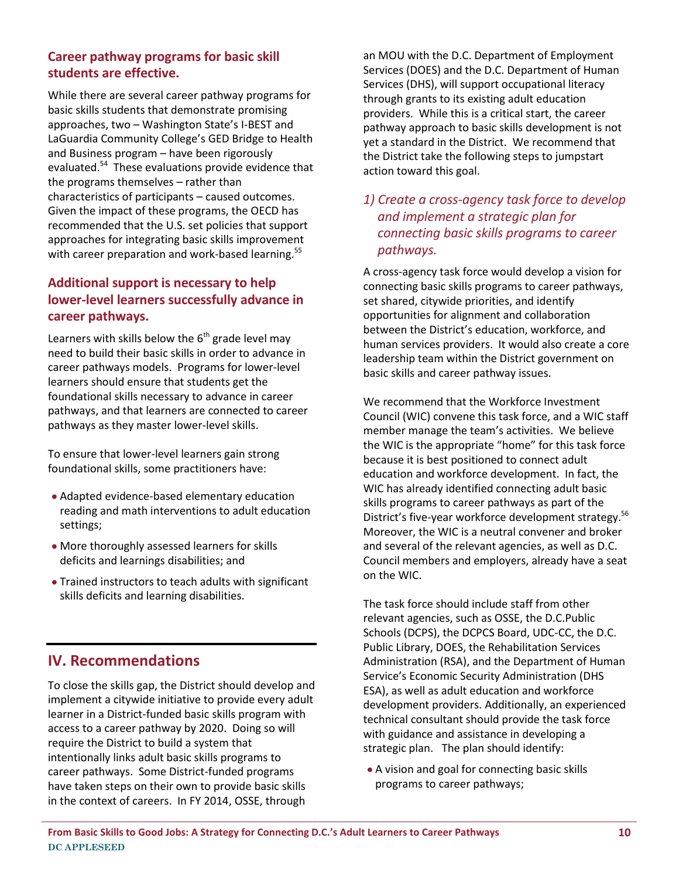### Career pathway programs for basic skill students are effective.

While there are several career pathway programs for basic skills students that demonstrate promising approaches, two – Washington State's I-BEST and LaGuardia Community College's GED Bridge to Health and Business program – have been rigorously evaluated.[54] These evaluations provide evidence that the programs themselves – rather than characteristics of participants – caused outcomes. Given the impact of these programs, the OECD has recommended that the U.S. set policies that support approaches for integrating basic skills improvement with career preparation and work-based learning.[55]

### Additional support is necessary to help lower-level learners successfully advance in career pathways.

Learners with skills below the 6th grade level may need to build their basic skills in order to advance in career pathways models. Programs for lower-level learners should ensure that students get the foundational skills necessary to advance in career pathways, and that learners are connected to career pathways as they master lower-level skills.

To ensure that lower-level learners gain strong foundational skills, some practitioners have:

- Adapted evidence-based elementary education reading and math interventions to adult education settings;
- More thoroughly assessed learners for skills deficits and learnings disabilities; and
- Trained instructors to teach adults with significant skills deficits and learning disabilities.

## IV. Recommendations

To close the skills gap, the District should develop and implement a citywide initiative to provide every adult learner in a District-funded basic skills program with access to a career pathway by 2020. Doing so will require the District to build a system that intentionally links adult basic skills programs to career pathways. Some District-funded programs have taken steps on their own to provide basic skills in the context of careers. In FY 2014, OSSE, through an MOU with the D.C. Department of Employment Services (DOES) and the D.C. Department of Human Services (DHS), will support occupational literacy through grants to its existing adult education providers. While this is a critical start, the career pathway approach to basic skills development is not yet a standard in the District. We recommend that the District take the following steps to jumpstart action toward this goal.

### *1) Create a cross-agency task force to develop and implement a strategic plan for connecting basic skills programs to career pathways.*

A cross-agency task force would develop a vision for connecting basic skills programs to career pathways, set shared, citywide priorities, and identify opportunities for alignment and collaboration between the District's education, workforce, and human services providers. It would also create a core leadership team within the District government on basic skills and career pathway issues.

We recommend that the Workforce Investment Council (WIC) convene this task force, and a WIC staff member manage the team's activities. We believe the WIC is the appropriate "home" for this task force because it is best positioned to connect adult education and workforce development. In fact, the WIC has already identified connecting adult basic skills programs to career pathways as part of the District's five-year workforce development strategy.[56] Moreover, the WIC is a neutral convener and broker and several of the relevant agencies, as well as D.C. Council members and employers, already have a seat on the WIC.

The task force should include staff from other relevant agencies, such as OSSE, the D.C.Public Schools (DCPS), the DCPCS Board, UDC-CC, the D.C. Public Library, DOES, the Rehabilitation Services Administration (RSA), and the Department of Human Service's Economic Security Administration (DHS ESA), as well as adult education and workforce development providers. Additionally, an experienced technical consultant should provide the task force with guidance and assistance in developing a strategic plan. The plan should identify:

- A vision and goal for connecting basic skills programs to career pathways;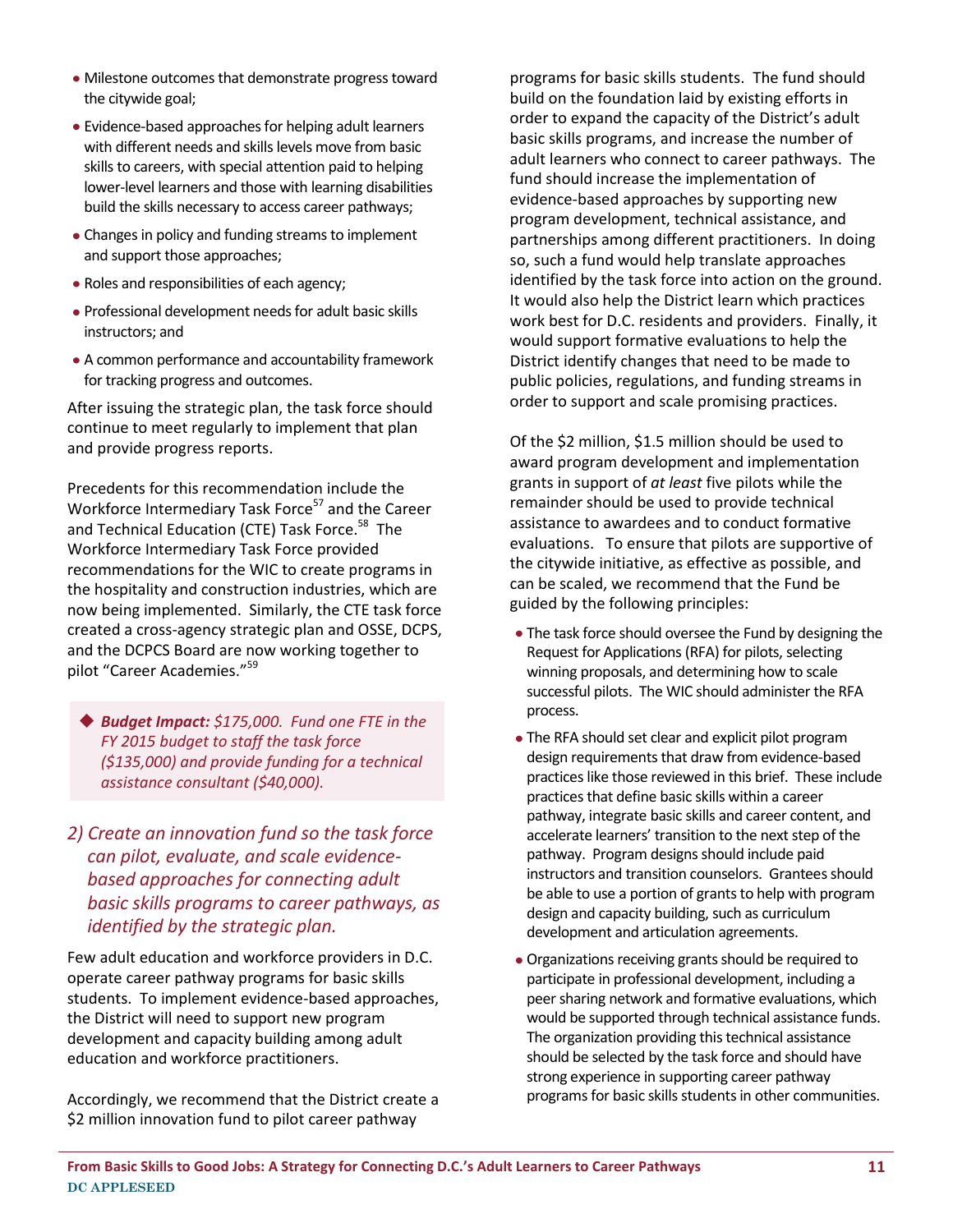- Milestone outcomes that demonstrate progress toward the citywide goal;
- Evidence-based approaches for helping adult learners with different needs and skills levels move from basic skills to careers, with special attention paid to helping lower-level learners and those with learning disabilities build the skills necessary to access career pathways;
- Changes in policy and funding streams to implement and support those approaches;
- Roles and responsibilities of each agency;
- Professional development needs for adult basic skills instructors; and
- A common performance and accountability framework for tracking progress and outcomes.

After issuing the strategic plan, the task force should continue to meet regularly to implement that plan and provide progress reports.

Precedents for this recommendation include the Workforce Intermediary Task Force[57] and the Career and Technical Education (CTE) Task Force.[58] The Workforce Intermediary Task Force provided recommendations for the WIC to create programs in the hospitality and construction industries, which are now being implemented. Similarly, the CTE task force created a cross-agency strategic plan and OSSE, DCPS, and the DCPCS Board are now working together to pilot "Career Academies."[59]

> ◆ ***Budget Impact:*** *$175,000. Fund one FTE in the FY 2015 budget to staff the task force ($135,000) and provide funding for a technical assistance consultant ($40,000).*

### *2) Create an innovation fund so the task force can pilot, evaluate, and scale evidence-based approaches for connecting adult basic skills programs to career pathways, as identified by the strategic plan.*

Few adult education and workforce providers in D.C. operate career pathway programs for basic skills students. To implement evidence-based approaches, the District will need to support new program development and capacity building among adult education and workforce practitioners.

Accordingly, we recommend that the District create a $2 million innovation fund to pilot career pathway programs for basic skills students. The fund should build on the foundation laid by existing efforts in order to expand the capacity of the District's adult basic skills programs, and increase the number of adult learners who connect to career pathways. The fund should increase the implementation of evidence-based approaches by supporting new program development, technical assistance, and partnerships among different practitioners. In doing so, such a fund would help translate approaches identified by the task force into action on the ground. It would also help the District learn which practices work best for D.C. residents and providers. Finally, it would support formative evaluations to help the District identify changes that need to be made to public policies, regulations, and funding streams in order to support and scale promising practices.

Of the $2 million, $1.5 million should be used to award program development and implementation grants in support of *at least* five pilots while the remainder should be used to provide technical assistance to awardees and to conduct formative evaluations. To ensure that pilots are supportive of the citywide initiative, as effective as possible, and can be scaled, we recommend that the Fund be guided by the following principles:

- The task force should oversee the Fund by designing the Request for Applications (RFA) for pilots, selecting winning proposals, and determining how to scale successful pilots. The WIC should administer the RFA process.
- The RFA should set clear and explicit pilot program design requirements that draw from evidence-based practices like those reviewed in this brief. These include practices that define basic skills within a career pathway, integrate basic skills and career content, and accelerate learners' transition to the next step of the pathway. Program designs should include paid instructors and transition counselors. Grantees should be able to use a portion of grants to help with program design and capacity building, such as curriculum development and articulation agreements.
- Organizations receiving grants should be required to participate in professional development, including a peer sharing network and formative evaluations, which would be supported through technical assistance funds. The organization providing this technical assistance should be selected by the task force and should have strong experience in supporting career pathway programs for basic skills students in other communities.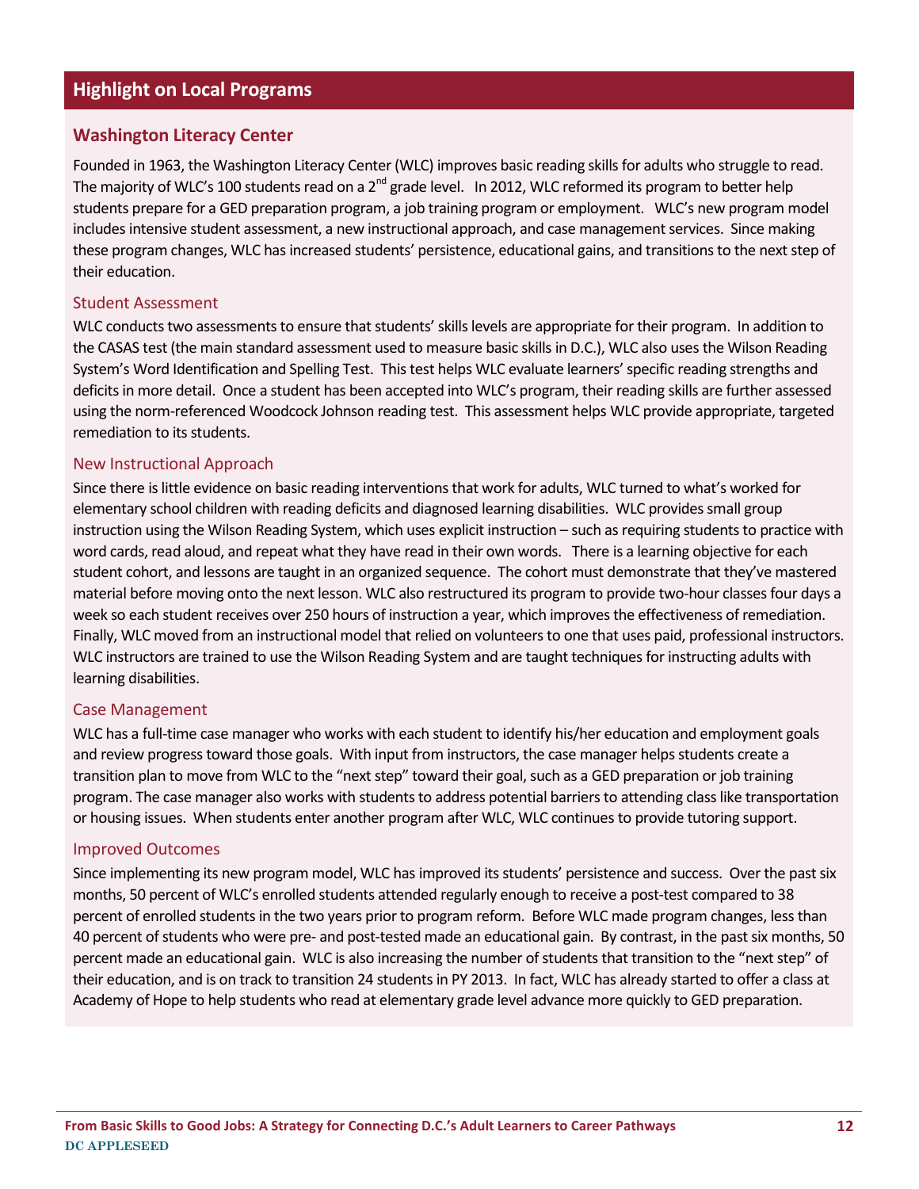## Highlight on Local Programs

### Washington Literacy Center

Founded in 1963, the Washington Literacy Center (WLC) improves basic reading skills for adults who struggle to read. The majority of WLC's 100 students read on a 2nd grade level. In 2012, WLC reformed its program to better help students prepare for a GED preparation program, a job training program or employment. WLC's new program model includes intensive student assessment, a new instructional approach, and case management services. Since making these program changes, WLC has increased students' persistence, educational gains, and transitions to the next step of their education.

#### Student Assessment

WLC conducts two assessments to ensure that students' skills levels are appropriate for their program. In addition to the CASAS test (the main standard assessment used to measure basic skills in D.C.), WLC also uses the Wilson Reading System's Word Identification and Spelling Test. This test helps WLC evaluate learners' specific reading strengths and deficits in more detail. Once a student has been accepted into WLC's program, their reading skills are further assessed using the norm-referenced Woodcock Johnson reading test. This assessment helps WLC provide appropriate, targeted remediation to its students.

#### New Instructional Approach

Since there is little evidence on basic reading interventions that work for adults, WLC turned to what's worked for elementary school children with reading deficits and diagnosed learning disabilities. WLC provides small group instruction using the Wilson Reading System, which uses explicit instruction – such as requiring students to practice with word cards, read aloud, and repeat what they have read in their own words. There is a learning objective for each student cohort, and lessons are taught in an organized sequence. The cohort must demonstrate that they've mastered material before moving onto the next lesson. WLC also restructured its program to provide two-hour classes four days a week so each student receives over 250 hours of instruction a year, which improves the effectiveness of remediation. Finally, WLC moved from an instructional model that relied on volunteers to one that uses paid, professional instructors. WLC instructors are trained to use the Wilson Reading System and are taught techniques for instructing adults with learning disabilities.

#### Case Management

WLC has a full-time case manager who works with each student to identify his/her education and employment goals and review progress toward those goals. With input from instructors, the case manager helps students create a transition plan to move from WLC to the "next step" toward their goal, such as a GED preparation or job training program. The case manager also works with students to address potential barriers to attending class like transportation or housing issues. When students enter another program after WLC, WLC continues to provide tutoring support.

#### Improved Outcomes

Since implementing its new program model, WLC has improved its students' persistence and success. Over the past six months, 50 percent of WLC's enrolled students attended regularly enough to receive a post-test compared to 38 percent of enrolled students in the two years prior to program reform. Before WLC made program changes, less than 40 percent of students who were pre- and post-tested made an educational gain. By contrast, in the past six months, 50 percent made an educational gain. WLC is also increasing the number of students that transition to the "next step" of their education, and is on track to transition 24 students in PY 2013. In fact, WLC has already started to offer a class at Academy of Hope to help students who read at elementary grade level advance more quickly to GED preparation.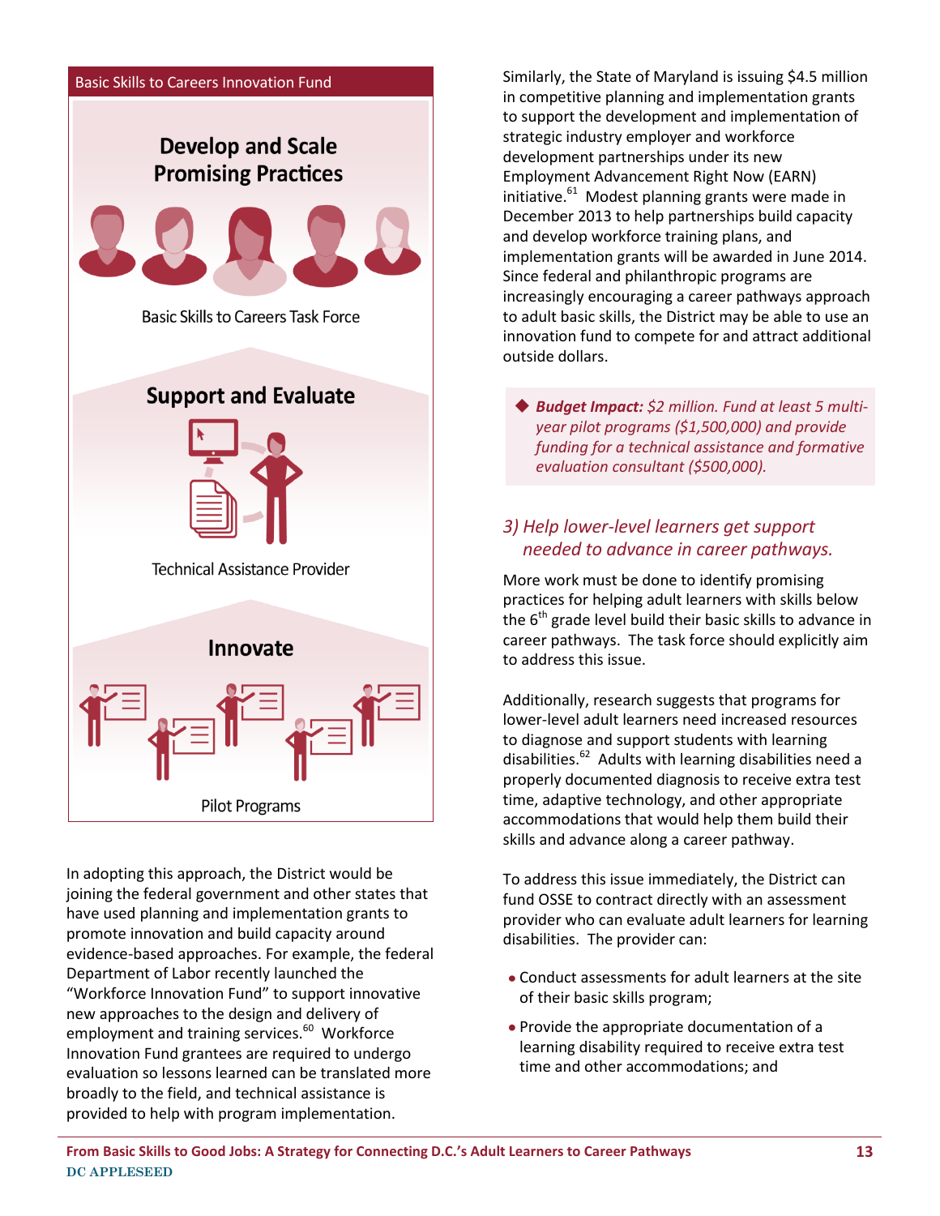**Basic Skills to Careers Innovation Fund**

**Develop and Scale Promising Practices**

Basic Skills to Careers Task Force

**Support and Evaluate**

Technical Assistance Provider

**Innovate**

Pilot Programs

In adopting this approach, the District would be joining the federal government and other states that have used planning and implementation grants to promote innovation and build capacity around evidence-based approaches. For example, the federal Department of Labor recently launched the "Workforce Innovation Fund" to support innovative new approaches to the design and delivery of employment and training services.[60] Workforce Innovation Fund grantees are required to undergo evaluation so lessons learned can be translated more broadly to the field, and technical assistance is provided to help with program implementation.

Similarly, the State of Maryland is issuing $4.5 million in competitive planning and implementation grants to support the development and implementation of strategic industry employer and workforce development partnerships under its new Employment Advancement Right Now (EARN) initiative.[61] Modest planning grants were made in December 2013 to help partnerships build capacity and develop workforce training plans, and implementation grants will be awarded in June 2014. Since federal and philanthropic programs are increasingly encouraging a career pathways approach to adult basic skills, the District may be able to use an innovation fund to compete for and attract additional outside dollars.

- ***Budget Impact:*** *$2 million. Fund at least 5 multi-year pilot programs ($1,500,000) and provide funding for a technical assistance and formative evaluation consultant ($500,000).*

### *3) Help lower-level learners get support needed to advance in career pathways.*

More work must be done to identify promising practices for helping adult learners with skills below the 6th grade level build their basic skills to advance in career pathways. The task force should explicitly aim to address this issue.

Additionally, research suggests that programs for lower-level adult learners need increased resources to diagnose and support students with learning disabilities.[62] Adults with learning disabilities need a properly documented diagnosis to receive extra test time, adaptive technology, and other appropriate accommodations that would help them build their skills and advance along a career pathway.

To address this issue immediately, the District can fund OSSE to contract directly with an assessment provider who can evaluate adult learners for learning disabilities. The provider can:

- Conduct assessments for adult learners at the site of their basic skills program;
- Provide the appropriate documentation of a learning disability required to receive extra test time and other accommodations; and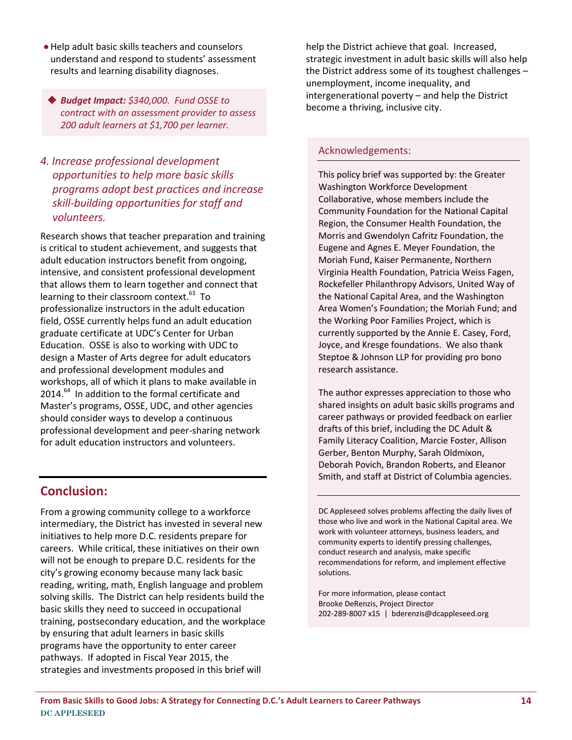- Help adult basic skills teachers and counselors understand and respond to students' assessment results and learning disability diagnoses.

> ◆ ***Budget Impact:*** *$340,000. Fund OSSE to contract with an assessment provider to assess 200 adult learners at $1,700 per learner.*

### *4. Increase professional development opportunities to help more basic skills programs adopt best practices and increase skill-building opportunities for staff and volunteers.*

Research shows that teacher preparation and training is critical to student achievement, and suggests that adult education instructors benefit from ongoing, intensive, and consistent professional development that allows them to learn together and connect that learning to their classroom context.[63] To professionalize instructors in the adult education field, OSSE currently helps fund an adult education graduate certificate at UDC's Center for Urban Education. OSSE is also to working with UDC to design a Master of Arts degree for adult educators and professional development modules and workshops, all of which it plans to make available in 2014.[64] In addition to the formal certificate and Master's programs, OSSE, UDC, and other agencies should consider ways to develop a continuous professional development and peer-sharing network for adult education instructors and volunteers.

## Conclusion:

From a growing community college to a workforce intermediary, the District has invested in several new initiatives to help more D.C. residents prepare for careers. While critical, these initiatives on their own will not be enough to prepare D.C. residents for the city's growing economy because many lack basic reading, writing, math, English language and problem solving skills. The District can help residents build the basic skills they need to succeed in occupational training, postsecondary education, and the workplace by ensuring that adult learners in basic skills programs have the opportunity to enter career pathways. If adopted in Fiscal Year 2015, the strategies and investments proposed in this brief will help the District achieve that goal. Increased, strategic investment in adult basic skills will also help the District address some of its toughest challenges – unemployment, income inequality, and intergenerational poverty – and help the District become a thriving, inclusive city.

### Acknowledgements:

This policy brief was supported by: the Greater Washington Workforce Development Collaborative, whose members include the Community Foundation for the National Capital Region, the Consumer Health Foundation, the Morris and Gwendolyn Cafritz Foundation, the Eugene and Agnes E. Meyer Foundation, the Moriah Fund, Kaiser Permanente, Northern Virginia Health Foundation, Patricia Weiss Fagen, Rockefeller Philanthropy Advisors, United Way of the National Capital Area, and the Washington Area Women's Foundation; the Moriah Fund; and the Working Poor Families Project, which is currently supported by the Annie E. Casey, Ford, Joyce, and Kresge foundations. We also thank Steptoe & Johnson LLP for providing pro bono research assistance.

The author expresses appreciation to those who shared insights on adult basic skills programs and career pathways or provided feedback on earlier drafts of this brief, including the DC Adult & Family Literacy Coalition, Marcie Foster, Allison Gerber, Benton Murphy, Sarah Oldmixon, Deborah Povich, Brandon Roberts, and Eleanor Smith, and staff at District of Columbia agencies.

---

DC Appleseed solves problems affecting the daily lives of those who live and work in the National Capital area. We work with volunteer attorneys, business leaders, and community experts to identify pressing challenges, conduct research and analysis, make specific recommendations for reform, and implement effective solutions.

For more information, please contact
Brooke DeRenzis, Project Director
202-289-8007 x15 | bderenzis@dcappleseed.org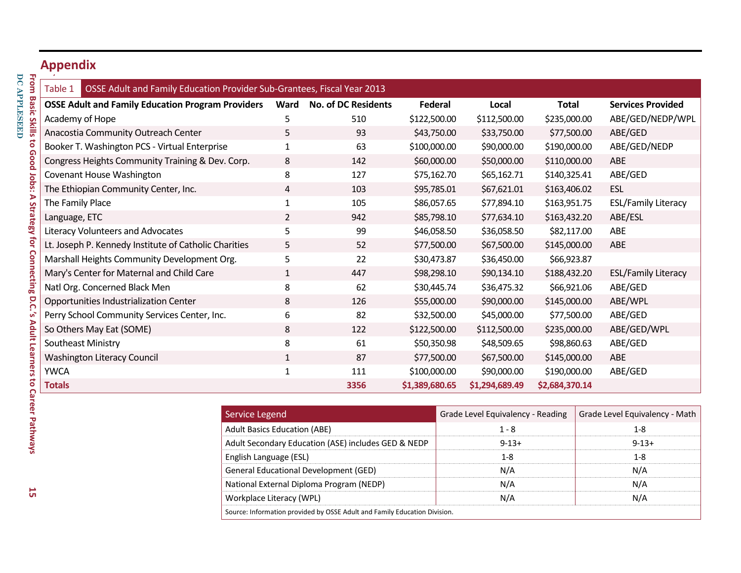## Appendix

**Table 1** OSSE Adult and Family Education Provider Sub-Grantees, Fiscal Year 2013

| OSSE Adult and Family Education Program Providers | Ward | No. of DC Residents | Federal | Local | Total | Services Provided |
|---|---|---|---|---|---|---|
| Academy of Hope | 5 | 510 | $122,500.00 | $112,500.00 | $235,000.00 | ABE/GED/NEDP/WPL |
| Anacostia Community Outreach Center | 5 | 93 | $43,750.00 | $33,750.00 | $77,500.00 | ABE/GED |
| Booker T. Washington PCS - Virtual Enterprise | 1 | 63 | $100,000.00 | $90,000.00 | $190,000.00 | ABE/GED/NEDP |
| Congress Heights Community Training & Dev. Corp. | 8 | 142 | $60,000.00 | $50,000.00 | $110,000.00 | ABE |
| Covenant House Washington | 8 | 127 | $75,162.70 | $65,162.71 | $140,325.41 | ABE/GED |
| The Ethiopian Community Center, Inc. | 4 | 103 | $95,785.01 | $67,621.01 | $163,406.02 | ESL |
| The Family Place | 1 | 105 | $86,057.65 | $77,894.10 | $163,951.75 | ESL/Family Literacy |
| Language, ETC | 2 | 942 | $85,798.10 | $77,634.10 | $163,432.20 | ABE/ESL |
| Literacy Volunteers and Advocates | 5 | 99 | $46,058.50 | $36,058.50 | $82,117.00 | ABE |
| Lt. Joseph P. Kennedy Institute of Catholic Charities | 5 | 52 | $77,500.00 | $67,500.00 | $145,000.00 | ABE |
| Marshall Heights Community Development Org. | 5 | 22 | $30,473.87 | $36,450.00 | $66,923.87 | |
| Mary's Center for Maternal and Child Care | 1 | 447 | $98,298.10 | $90,134.10 | $188,432.20 | ESL/Family Literacy |
| Natl Org. Concerned Black Men | 8 | 62 | $30,445.74 | $36,475.32 | $66,921.06 | ABE/GED |
| Opportunities Industrialization Center | 8 | 126 | $55,000.00 | $90,000.00 | $145,000.00 | ABE/WPL |
| Perry School Community Services Center, Inc. | 6 | 82 | $32,500.00 | $45,000.00 | $77,500.00 | ABE/GED |
| So Others May Eat (SOME) | 8 | 122 | $122,500.00 | $112,500.00 | $235,000.00 | ABE/GED/WPL |
| Southeast Ministry | 8 | 61 | $50,350.98 | $48,509.65 | $98,860.63 | ABE/GED |
| Washington Literacy Council | 1 | 87 | $77,500.00 | $67,500.00 | $145,000.00 | ABE |
| YWCA | 1 | 111 | $100,000.00 | $90,000.00 | $190,000.00 | ABE/GED |
| **Totals** | | **3356** | **$1,389,680.65** | **$1,294,689.49** | **$2,684,370.14** | |

| Service Legend | Grade Level Equivalency - Reading | Grade Level Equivalency - Math |
|---|---|---|
| Adult Basics Education (ABE) | 1 - 8 | 1-8 |
| Adult Secondary Education (ASE) includes GED & NEDP | 9-13+ | 9-13+ |
| English Language (ESL) | 1-8 | 1-8 |
| General Educational Development (GED) | N/A | N/A |
| National External Diploma Program (NEDP) | N/A | N/A |
| Workplace Literacy (WPL) | N/A | N/A |

Source: Information provided by OSSE Adult and Family Education Division.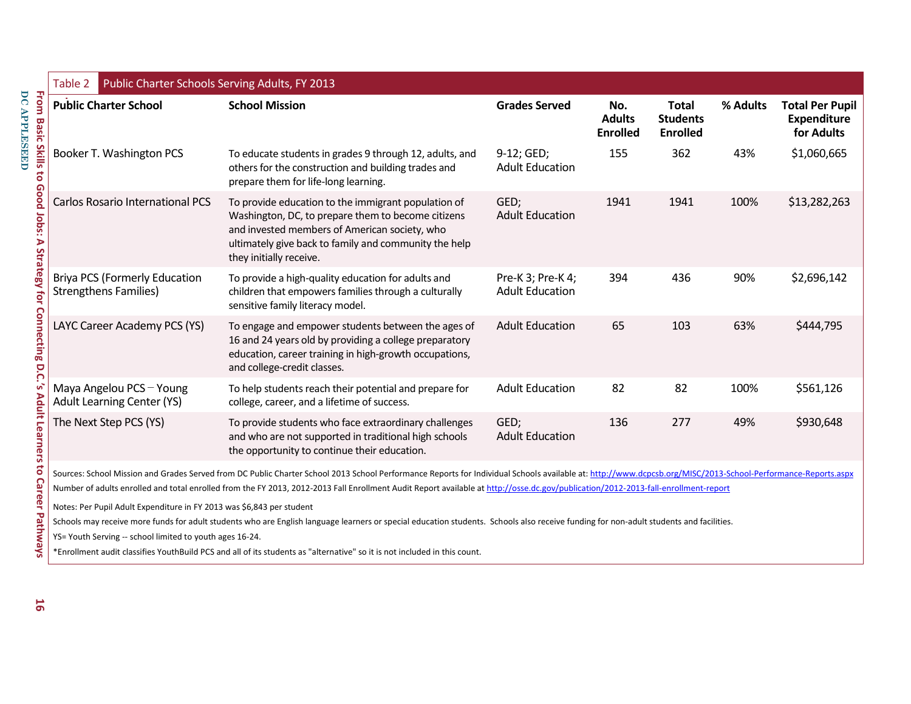**Table 2** Public Charter Schools Serving Adults, FY 2013

| Public Charter School | School Mission | Grades Served | No. Adults Enrolled | Total Students Enrolled | % Adults | Total Per Pupil Expenditure for Adults |
|---|---|---|---|---|---|---|
| Booker T. Washington PCS | To educate students in grades 9 through 12, adults, and others for the construction and building trades and prepare them for life-long learning. | 9-12; GED; Adult Education | 155 | 362 | 43% | $1,060,665 |
| Carlos Rosario International PCS | To provide education to the immigrant population of Washington, DC, to prepare them to become citizens and invested members of American society, who ultimately give back to family and community the help they initially receive. | GED; Adult Education | 1941 | 1941 | 100% | $13,282,263 |
| Briya PCS (Formerly Education Strengthens Families) | To provide a high-quality education for adults and children that empowers families through a culturally sensitive family literacy model. | Pre-K 3; Pre-K 4; Adult Education | 394 | 436 | 90% | $2,696,142 |
| LAYC Career Academy PCS (YS) | To engage and empower students between the ages of 16 and 24 years old by providing a college preparatory education, career training in high-growth occupations, and college-credit classes. | Adult Education | 65 | 103 | 63% | $444,795 |
| Maya Angelou PCS – Young Adult Learning Center (YS) | To help students reach their potential and prepare for college, career, and a lifetime of success. | Adult Education | 82 | 82 | 100% | $561,126 |
| The Next Step PCS (YS) | To provide students who face extraordinary challenges and who are not supported in traditional high schools the opportunity to continue their education. | GED; Adult Education | 136 | 277 | 49% | $930,648 |

Sources: School Mission and Grades Served from DC Public Charter School 2013 School Performance Reports for Individual Schools available at: http://www.dcpcsb.org/MISC/2013-School-Performance-Reports.aspx
Number of adults enrolled and total enrolled from the FY 2013, 2012-2013 Fall Enrollment Audit Report available at http://osse.dc.gov/publication/2012-2013-fall-enrollment-report

Notes: Per Pupil Adult Expenditure in FY 2013 was $6,843 per student

Schools may receive more funds for adult students who are English language learners or special education students. Schools also receive funding for non-adult students and facilities.

YS= Youth Serving -- school limited to youth ages 16-24.

*Enrollment audit classifies YouthBuild PCS and all of its students as "alternative" so it is not included in this count.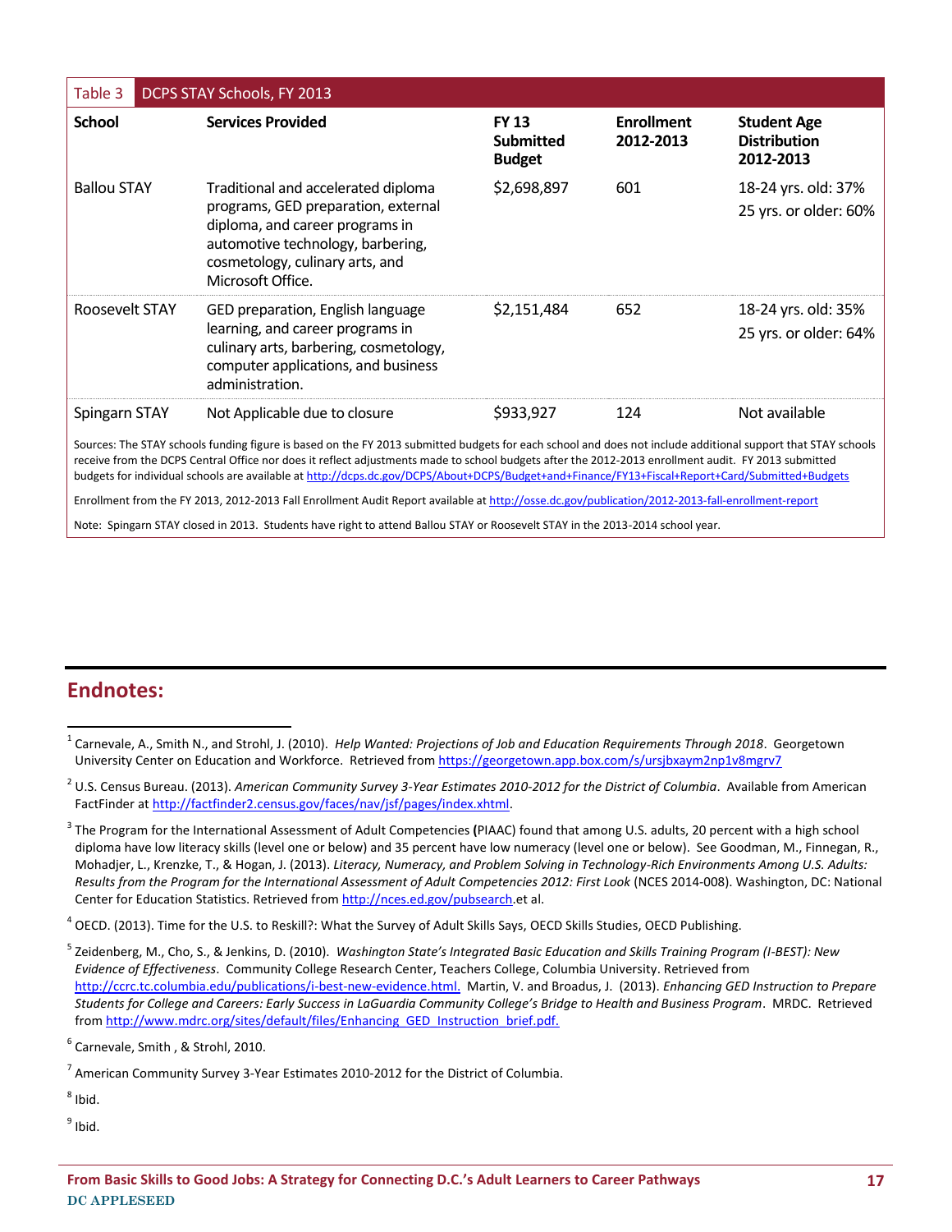**Table 3** DCPS STAY Schools, FY 2013

| School | Services Provided | FY 13 Submitted Budget | Enrollment 2012-2013 | Student Age Distribution 2012-2013 |
| --- | --- | --- | --- | --- |
| Ballou STAY | Traditional and accelerated diploma programs, GED preparation, external diploma, and career programs in automotive technology, barbering, cosmetology, culinary arts, and Microsoft Office. | $2,698,897 | 601 | 18-24 yrs. old: 37%<br>25 yrs. or older: 60% |
| Roosevelt STAY | GED preparation, English language learning, and career programs in culinary arts, barbering, cosmetology, computer applications, and business administration. | $2,151,484 | 652 | 18-24 yrs. old: 35%<br>25 yrs. or older: 64% |
| Spingarn STAY | Not Applicable due to closure | $933,927 | 124 | Not available |

Sources: The STAY schools funding figure is based on the FY 2013 submitted budgets for each school and does not include additional support that STAY schools receive from the DCPS Central Office nor does it reflect adjustments made to school budgets after the 2012-2013 enrollment audit. FY 2013 submitted budgets for individual schools are available at http://dcps.dc.gov/DCPS/About+DCPS/Budget+and+Finance/FY13+Fiscal+Report+Card/Submitted+Budgets

Enrollment from the FY 2013, 2012-2013 Fall Enrollment Audit Report available at http://osse.dc.gov/publication/2012-2013-fall-enrollment-report

Note: Spingarn STAY closed in 2013. Students have right to attend Ballou STAY or Roosevelt STAY in the 2013-2014 school year.

## Endnotes:

[1] Carnevale, A., Smith N., and Strohl, J. (2010). *Help Wanted: Projections of Job and Education Requirements Through 2018*. Georgetown University Center on Education and Workforce. Retrieved from https://georgetown.app.box.com/s/ursjbxaym2np1v8mgrv7

[2] U.S. Census Bureau. (2013). *American Community Survey 3-Year Estimates 2010-2012 for the District of Columbia*. Available from American FactFinder at http://factfinder2.census.gov/faces/nav/jsf/pages/index.xhtml.

[3] The Program for the International Assessment of Adult Competencies **(**PIAAC) found that among U.S. adults, 20 percent with a high school diploma have low literacy skills (level one or below) and 35 percent have low numeracy (level one or below). See Goodman, M., Finnegan, R., Mohadjer, L., Krenzke, T., & Hogan, J. (2013). *Literacy, Numeracy, and Problem Solving in Technology-Rich Environments Among U.S. Adults: Results from the Program for the International Assessment of Adult Competencies 2012: First Look* (NCES 2014-008). Washington, DC: National Center for Education Statistics. Retrieved from http://nces.ed.gov/pubsearch.et al.

[4] OECD. (2013). Time for the U.S. to Reskill?: What the Survey of Adult Skills Says, OECD Skills Studies, OECD Publishing.

[5] Zeidenberg, M., Cho, S., & Jenkins, D. (2010). *Washington State's Integrated Basic Education and Skills Training Program (I-BEST): New Evidence of Effectiveness*. Community College Research Center, Teachers College, Columbia University. Retrieved from http://ccrc.tc.columbia.edu/publications/i-best-new-evidence.html. Martin, V. and Broadus, J. (2013). *Enhancing GED Instruction to Prepare Students for College and Careers: Early Success in LaGuardia Community College's Bridge to Health and Business Program*. MRDC. Retrieved from http://www.mdrc.org/sites/default/files/Enhancing_GED_Instruction_brief.pdf.

[6] Carnevale, Smith , & Strohl, 2010.

[7] American Community Survey 3-Year Estimates 2010-2012 for the District of Columbia.

[8] Ibid.

[9] Ibid.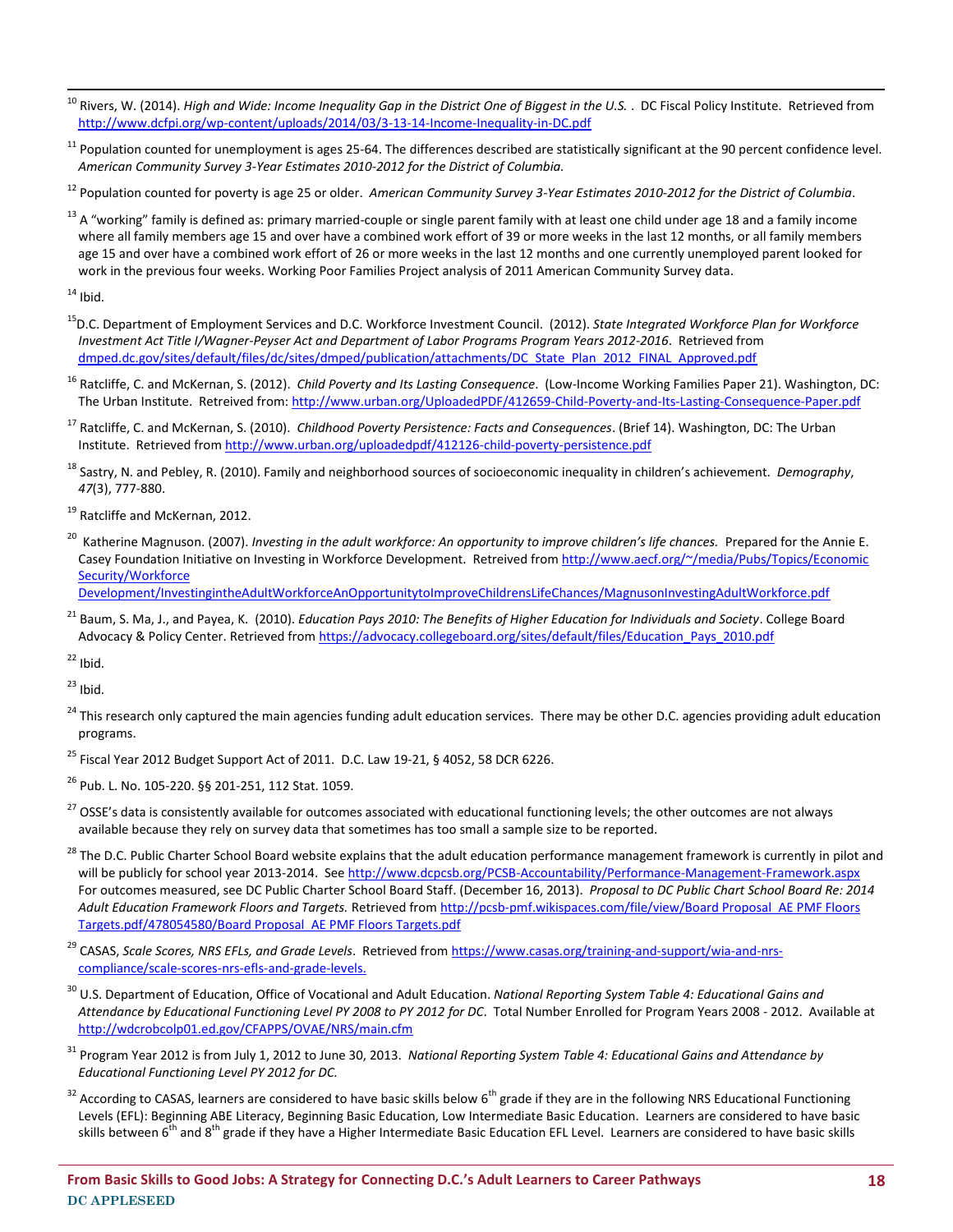[10] Rivers, W. (2014). *High and Wide: Income Inequality Gap in the District One of Biggest in the U.S.* . DC Fiscal Policy Institute. Retrieved from http://www.dcfpi.org/wp-content/uploads/2014/03/3-13-14-Income-Inequality-in-DC.pdf

[11] Population counted for unemployment is ages 25-64. The differences described are statistically significant at the 90 percent confidence level. *American Community Survey 3-Year Estimates 2010-2012 for the District of Columbia.*

[12] Population counted for poverty is age 25 or older. *American Community Survey 3-Year Estimates 2010-2012 for the District of Columbia*.

[13] A "working" family is defined as: primary married-couple or single parent family with at least one child under age 18 and a family income where all family members age 15 and over have a combined work effort of 39 or more weeks in the last 12 months, or all family members age 15 and over have a combined work effort of 26 or more weeks in the last 12 months and one currently unemployed parent looked for work in the previous four weeks. Working Poor Families Project analysis of 2011 American Community Survey data.

[14] Ibid.

[15] D.C. Department of Employment Services and D.C. Workforce Investment Council. (2012). *State Integrated Workforce Plan for Workforce Investment Act Title I/Wagner-Peyser Act and Department of Labor Programs Program Years 2012-2016*. Retrieved from dmped.dc.gov/sites/default/files/dc/sites/dmped/publication/attachments/DC_State_Plan_2012_FINAL_Approved.pdf

[16] Ratcliffe, C. and McKernan, S. (2012). *Child Poverty and Its Lasting Consequence*. (Low-Income Working Families Paper 21). Washington, DC: The Urban Institute. Retrieved from: http://www.urban.org/UploadedPDF/412659-Child-Poverty-and-Its-Lasting-Consequence-Paper.pdf

[17] Ratcliffe, C. and McKernan, S. (2010). *Childhood Poverty Persistence: Facts and Consequences*. (Brief 14). Washington, DC: The Urban Institute. Retrieved from http://www.urban.org/uploadedpdf/412126-child-poverty-persistence.pdf

[18] Sastry, N. and Pebley, R. (2010). Family and neighborhood sources of socioeconomic inequality in children's achievement. *Demography*, *47*(3), 777-880.

[19] Ratcliffe and McKernan, 2012.

[20] Katherine Magnuson. (2007). *Investing in the adult workforce: An opportunity to improve children's life chances.* Prepared for the Annie E. Casey Foundation Initiative on Investing in Workforce Development. Retreived from http://www.aecf.org/~/media/Pubs/Topics/Economic Security/Workforce Development/InvestingintheAdultWorkforceAnOpportunitytoImproveChildrensLifeChances/MagnusonInvestingAdultWorkforce.pdf

[21] Baum, S. Ma, J., and Payea, K. (2010). *Education Pays 2010: The Benefits of Higher Education for Individuals and Society*. College Board Advocacy & Policy Center. Retrieved from https://advocacy.collegeboard.org/sites/default/files/Education_Pays_2010.pdf

[22] Ibid.

[23] Ibid.

[24] This research only captured the main agencies funding adult education services. There may be other D.C. agencies providing adult education programs.

[25] Fiscal Year 2012 Budget Support Act of 2011. D.C. Law 19-21, § 4052, 58 DCR 6226.

[26] Pub. L. No. 105-220. §§ 201-251, 112 Stat. 1059.

[27] OSSE's data is consistently available for outcomes associated with educational functioning levels; the other outcomes are not always available because they rely on survey data that sometimes has too small a sample size to be reported.

[28] The D.C. Public Charter School Board website explains that the adult education performance management framework is currently in pilot and will be publicly for school year 2013-2014. See http://www.dcpcsb.org/PCSB-Accountability/Performance-Management-Framework.aspx For outcomes measured, see DC Public Charter School Board Staff. (December 16, 2013). *Proposal to DC Public Chart School Board Re: 2014 Adult Education Framework Floors and Targets.* Retrieved from http://pcsb-pmf.wikispaces.com/file/view/Board Proposal_AE PMF Floors Targets.pdf/478054580/Board Proposal_AE PMF Floors Targets.pdf

[29] CASAS, *Scale Scores, NRS EFLs, and Grade Levels*. Retrieved from https://www.casas.org/training-and-support/wia-and-nrs-compliance/scale-scores-nrs-efls-and-grade-levels.

[30] U.S. Department of Education, Office of Vocational and Adult Education. *National Reporting System Table 4: Educational Gains and Attendance by Educational Functioning Level PY 2008 to PY 2012 for DC*. Total Number Enrolled for Program Years 2008 - 2012. Available at http://wdcrobcolp01.ed.gov/CFAPPS/OVAE/NRS/main.cfm

[31] Program Year 2012 is from July 1, 2012 to June 30, 2013. *National Reporting System Table 4: Educational Gains and Attendance by Educational Functioning Level PY 2012 for DC.*

[32] According to CASAS, learners are considered to have basic skills below 6th grade if they are in the following NRS Educational Functioning Levels (EFL): Beginning ABE Literacy, Beginning Basic Education, Low Intermediate Basic Education. Learners are considered to have basic skills between 6th and 8th grade if they have a Higher Intermediate Basic Education EFL Level. Learners are considered to have basic skills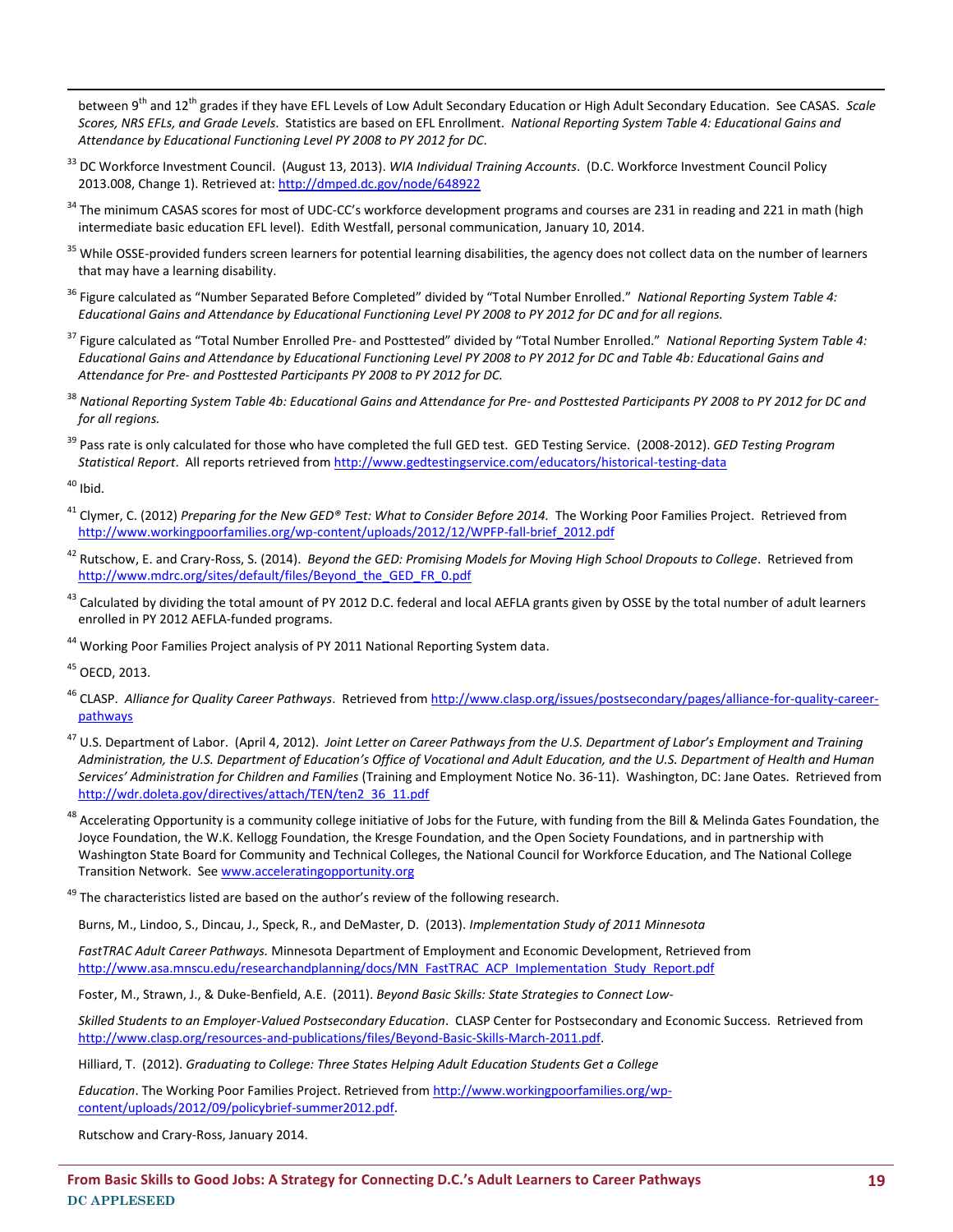between 9th and 12th grades if they have EFL Levels of Low Adult Secondary Education or High Adult Secondary Education. See CASAS. *Scale Scores, NRS EFLs, and Grade Levels*. Statistics are based on EFL Enrollment. *National Reporting System Table 4: Educational Gains and Attendance by Educational Functioning Level PY 2008 to PY 2012 for DC*.

[33] DC Workforce Investment Council. (August 13, 2013). *WIA Individual Training Accounts*. (D.C. Workforce Investment Council Policy 2013.008, Change 1). Retrieved at: http://dmped.dc.gov/node/648922

[34] The minimum CASAS scores for most of UDC-CC's workforce development programs and courses are 231 in reading and 221 in math (high intermediate basic education EFL level). Edith Westfall, personal communication, January 10, 2014.

[35] While OSSE-provided funders screen learners for potential learning disabilities, the agency does not collect data on the number of learners that may have a learning disability.

[36] Figure calculated as "Number Separated Before Completed" divided by "Total Number Enrolled." *National Reporting System Table 4: Educational Gains and Attendance by Educational Functioning Level PY 2008 to PY 2012 for DC and for all regions.*

[37] Figure calculated as "Total Number Enrolled Pre- and Posttested" divided by "Total Number Enrolled." *National Reporting System Table 4: Educational Gains and Attendance by Educational Functioning Level PY 2008 to PY 2012 for DC and Table 4b: Educational Gains and Attendance for Pre- and Posttested Participants PY 2008 to PY 2012 for DC.*

[38] *National Reporting System Table 4b: Educational Gains and Attendance for Pre- and Posttested Participants PY 2008 to PY 2012 for DC and for all regions.*

[39] Pass rate is only calculated for those who have completed the full GED test. GED Testing Service. (2008-2012). *GED Testing Program Statistical Report*. All reports retrieved from http://www.gedtestingservice.com/educators/historical-testing-data

[40] Ibid.

[41] Clymer, C. (2012) *Preparing for the New GED® Test: What to Consider Before 2014.* The Working Poor Families Project. Retrieved from http://www.workingpoorfamilies.org/wp-content/uploads/2012/12/WPFP-fall-brief_2012.pdf

[42] Rutschow, E. and Crary-Ross, S. (2014). *Beyond the GED: Promising Models for Moving High School Dropouts to College*. Retrieved from http://www.mdrc.org/sites/default/files/Beyond_the_GED_FR_0.pdf

[43] Calculated by dividing the total amount of PY 2012 D.C. federal and local AEFLA grants given by OSSE by the total number of adult learners enrolled in PY 2012 AEFLA-funded programs.

[44] Working Poor Families Project analysis of PY 2011 National Reporting System data.

[45] OECD, 2013.

[46] CLASP. *Alliance for Quality Career Pathways*. Retrieved from http://www.clasp.org/issues/postsecondary/pages/alliance-for-quality-career-pathways

[47] U.S. Department of Labor. (April 4, 2012). *Joint Letter on Career Pathways from the U.S. Department of Labor's Employment and Training Administration, the U.S. Department of Education's Office of Vocational and Adult Education, and the U.S. Department of Health and Human Services' Administration for Children and Families* (Training and Employment Notice No. 36-11). Washington, DC: Jane Oates. Retrieved from http://wdr.doleta.gov/directives/attach/TEN/ten2_36_11.pdf

[48] Accelerating Opportunity is a community college initiative of Jobs for the Future, with funding from the Bill & Melinda Gates Foundation, the Joyce Foundation, the W.K. Kellogg Foundation, the Kresge Foundation, and the Open Society Foundations, and in partnership with Washington State Board for Community and Technical Colleges, the National Council for Workforce Education, and The National College Transition Network. See www.acceleratingopportunity.org

[49] The characteristics listed are based on the author's review of the following research.

Burns, M., Lindoo, S., Dincau, J., Speck, R., and DeMaster, D. (2013). *Implementation Study of 2011 Minnesota FastTRAC Adult Career Pathways.* Minnesota Department of Employment and Economic Development, Retrieved from http://www.asa.mnscu.edu/researchandplanning/docs/MN_FastTRAC_ACP_Implementation_Study_Report.pdf

Foster, M., Strawn, J., & Duke-Benfield, A.E. (2011). *Beyond Basic Skills: State Strategies to Connect Low-Skilled Students to an Employer-Valued Postsecondary Education*. CLASP Center for Postsecondary and Economic Success. Retrieved from http://www.clasp.org/resources-and-publications/files/Beyond-Basic-Skills-March-2011.pdf.

Hilliard, T. (2012). *Graduating to College: Three States Helping Adult Education Students Get a College Education*. The Working Poor Families Project. Retrieved from http://www.workingpoorfamilies.org/wp-content/uploads/2012/09/policybrief-summer2012.pdf.

Rutschow and Crary-Ross, January 2014.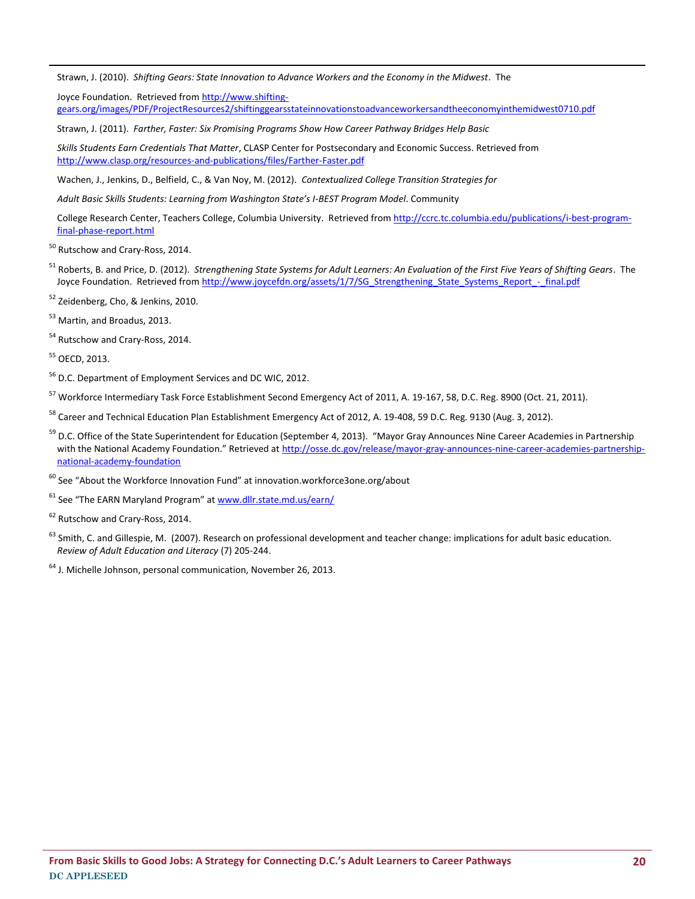Strawn, J. (2010). *Shifting Gears: State Innovation to Advance Workers and the Economy in the Midwest*. The

Joyce Foundation. Retrieved from http://www.shifting-gears.org/images/PDF/ProjectResources2/shiftinggearsstateinnovationstoadvanceworkersandtheeconomyinthemidwest0710.pdf

Strawn, J. (2011). *Farther, Faster: Six Promising Programs Show How Career Pathway Bridges Help Basic*

*Skills Students Earn Credentials That Matter*, CLASP Center for Postsecondary and Economic Success. Retrieved from http://www.clasp.org/resources-and-publications/files/Farther-Faster.pdf

Wachen, J., Jenkins, D., Belfield, C., & Van Noy, M. (2012). *Contextualized College Transition Strategies for*

*Adult Basic Skills Students: Learning from Washington State's I-BEST Program Model*. Community

College Research Center, Teachers College, Columbia University. Retrieved from http://ccrc.tc.columbia.edu/publications/i-best-program-final-phase-report.html

[50] Rutschow and Crary-Ross, 2014.

[51] Roberts, B. and Price, D. (2012). *Strengthening State Systems for Adult Learners: An Evaluation of the First Five Years of Shifting Gears*. The Joyce Foundation. Retrieved from http://www.joycefdn.org/assets/1/7/SG_Strengthening_State_Systems_Report_-_final.pdf

[52] Zeidenberg, Cho, & Jenkins, 2010.

[53] Martin, and Broadus, 2013.

[54] Rutschow and Crary-Ross, 2014.

[55] OECD, 2013.

[56] D.C. Department of Employment Services and DC WIC, 2012.

[57] Workforce Intermediary Task Force Establishment Second Emergency Act of 2011, A. 19-167, 58, D.C. Reg. 8900 (Oct. 21, 2011).

[58] Career and Technical Education Plan Establishment Emergency Act of 2012, A. 19-408, 59 D.C. Reg. 9130 (Aug. 3, 2012).

[59] D.C. Office of the State Superintendent for Education (September 4, 2013). "Mayor Gray Announces Nine Career Academies in Partnership with the National Academy Foundation." Retrieved at http://osse.dc.gov/release/mayor-gray-announces-nine-career-academies-partnership-national-academy-foundation

[60] See "About the Workforce Innovation Fund" at innovation.workforce3one.org/about

[61] See "The EARN Maryland Program" at www.dllr.state.md.us/earn/

[62] Rutschow and Crary-Ross, 2014.

[63] Smith, C. and Gillespie, M. (2007). Research on professional development and teacher change: implications for adult basic education. *Review of Adult Education and Literacy* (7) 205-244.

[64] J. Michelle Johnson, personal communication, November 26, 2013.